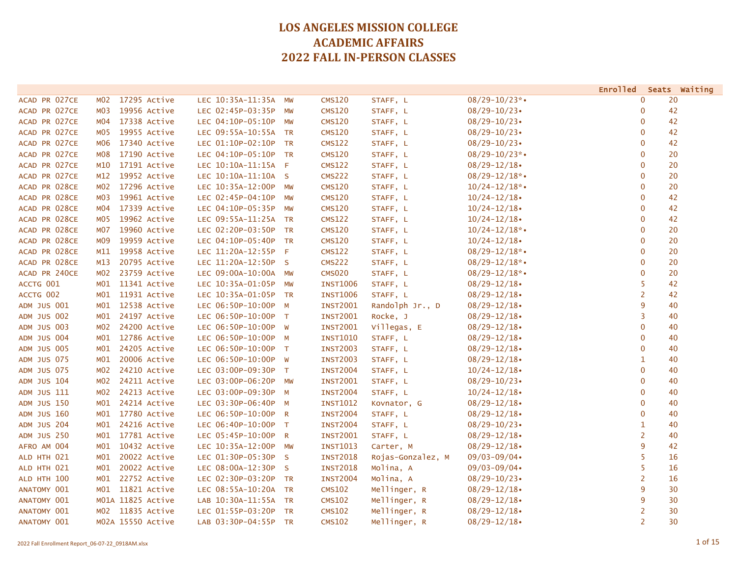# LOS ANGELES MISSION COLLEGE
# ACADEMIC AFFAIRS
# 2022 FALL IN-PERSON CLASSES

| Course | Section | Class # | Status | Type | Time | Days | Room | Instructor | Dates | Enrolled | Seats | Waiting |
|---|---|---|---|---|---|---|---|---|---|---|---|---|
| ACAD PR 027CE | M02 | 17295 | Active | LEC | 10:35A-11:35A | MW | CMS120 | STAFF, L | 08/29-10/23*• | 0 | 20 | |
| ACAD PR 027CE | M03 | 19956 | Active | LEC | 02:45P-03:35P | MW | CMS120 | STAFF, L | 08/29-10/23• | 0 | 42 | |
| ACAD PR 027CE | M04 | 17338 | Active | LEC | 04:10P-05:10P | MW | CMS120 | STAFF, L | 08/29-10/23• | 0 | 42 | |
| ACAD PR 027CE | M05 | 19955 | Active | LEC | 09:55A-10:55A | TR | CMS120 | STAFF, L | 08/29-10/23• | 0 | 42 | |
| ACAD PR 027CE | M06 | 17340 | Active | LEC | 01:10P-02:10P | TR | CMS122 | STAFF, L | 08/29-10/23• | 0 | 42 | |
| ACAD PR 027CE | M08 | 17190 | Active | LEC | 04:10P-05:10P | TR | CMS120 | STAFF, L | 08/29-10/23*• | 0 | 20 | |
| ACAD PR 027CE | M10 | 17191 | Active | LEC | 10:10A-11:15A | F | CMS122 | STAFF, L | 08/29-12/18• | 0 | 20 | |
| ACAD PR 027CE | M12 | 19952 | Active | LEC | 10:10A-11:10A | S | CMS222 | STAFF, L | 08/29-12/18*• | 0 | 20 | |
| ACAD PR 028CE | M02 | 17296 | Active | LEC | 10:35A-12:00P | MW | CMS120 | STAFF, L | 10/24-12/18*• | 0 | 20 | |
| ACAD PR 028CE | M03 | 19961 | Active | LEC | 02:45P-04:10P | MW | CMS120 | STAFF, L | 10/24-12/18• | 0 | 42 | |
| ACAD PR 028CE | M04 | 17339 | Active | LEC | 04:10P-05:35P | MW | CMS120 | STAFF, L | 10/24-12/18• | 0 | 42 | |
| ACAD PR 028CE | M05 | 19962 | Active | LEC | 09:55A-11:25A | TR | CMS122 | STAFF, L | 10/24-12/18• | 0 | 42 | |
| ACAD PR 028CE | M07 | 19960 | Active | LEC | 02:20P-03:50P | TR | CMS120 | STAFF, L | 10/24-12/18*• | 0 | 20 | |
| ACAD PR 028CE | M09 | 19959 | Active | LEC | 04:10P-05:40P | TR | CMS120 | STAFF, L | 10/24-12/18• | 0 | 20 | |
| ACAD PR 028CE | M11 | 19958 | Active | LEC | 11:20A-12:55P | F | CMS122 | STAFF, L | 08/29-12/18*• | 0 | 20 | |
| ACAD PR 028CE | M13 | 20795 | Active | LEC | 11:20A-12:50P | S | CMS222 | STAFF, L | 08/29-12/18*• | 0 | 20 | |
| ACAD PR 240CE | M02 | 23759 | Active | LEC | 09:00A-10:00A | MW | CMS020 | STAFF, L | 08/29-12/18*• | 0 | 20 | |
| ACCTG 001 | M01 | 11341 | Active | LEC | 10:35A-01:05P | MW | INST1006 | STAFF, L | 08/29-12/18• | 5 | 42 | |
| ACCTG 002 | M01 | 11931 | Active | LEC | 10:35A-01:05P | TR | INST1006 | STAFF, L | 08/29-12/18• | 2 | 42 | |
| ADM JUS 001 | M01 | 12538 | Active | LEC | 06:50P-10:00P | M | INST2001 | Randolph Jr., D | 08/29-12/18• | 9 | 40 | |
| ADM JUS 002 | M01 | 24197 | Active | LEC | 06:50P-10:00P | T | INST2001 | Rocke, J | 08/29-12/18• | 3 | 40 | |
| ADM JUS 003 | M02 | 24200 | Active | LEC | 06:50P-10:00P | W | INST2001 | Villegas, E | 08/29-12/18• | 0 | 40 | |
| ADM JUS 004 | M01 | 12786 | Active | LEC | 06:50P-10:00P | M | INST1010 | STAFF, L | 08/29-12/18• | 0 | 40 | |
| ADM JUS 005 | M01 | 24205 | Active | LEC | 06:50P-10:00P | T | INST2003 | STAFF, L | 08/29-12/18• | 0 | 40 | |
| ADM JUS 075 | M01 | 20006 | Active | LEC | 06:50P-10:00P | W | INST2003 | STAFF, L | 08/29-12/18• | 1 | 40 | |
| ADM JUS 075 | M02 | 24210 | Active | LEC | 03:00P-09:30P | T | INST2004 | STAFF, L | 10/24-12/18• | 0 | 40 | |
| ADM JUS 104 | M02 | 24211 | Active | LEC | 03:00P-06:20P | MW | INST2001 | STAFF, L | 08/29-10/23• | 0 | 40 | |
| ADM JUS 111 | M02 | 24213 | Active | LEC | 03:00P-09:30P | M | INST2004 | STAFF, L | 10/24-12/18• | 0 | 40 | |
| ADM JUS 150 | M01 | 24214 | Active | LEC | 03:30P-06:40P | M | INST1012 | Kovnator, G | 08/29-12/18• | 0 | 40 | |
| ADM JUS 160 | M01 | 17780 | Active | LEC | 06:50P-10:00P | R | INST2004 | STAFF, L | 08/29-12/18• | 0 | 40 | |
| ADM JUS 204 | M01 | 24216 | Active | LEC | 06:40P-10:00P | T | INST2004 | STAFF, L | 08/29-10/23• | 1 | 40 | |
| ADM JUS 250 | M01 | 17781 | Active | LEC | 05:45P-10:00P | R | INST2001 | STAFF, L | 08/29-12/18• | 2 | 40 | |
| AFRO AM 004 | M01 | 10432 | Active | LEC | 10:35A-12:00P | MW | INST1013 | Carter, M | 08/29-12/18• | 9 | 42 | |
| ALD HTH 021 | M01 | 20022 | Active | LEC | 01:30P-05:30P | S | INST2018 | Rojas-Gonzalez, M | 09/03-09/04• | 5 | 16 | |
| ALD HTH 021 | M01 | 20022 | Active | LEC | 08:00A-12:30P | S | INST2018 | Molina, A | 09/03-09/04• | 5 | 16 | |
| ALD HTH 100 | M01 | 22752 | Active | LEC | 02:30P-03:20P | TR | INST2004 | Molina, A | 08/29-10/23• | 2 | 16 | |
| ANATOMY 001 | M01 | 11821 | Active | LEC | 08:55A-10:20A | TR | CMS102 | Mellinger, R | 08/29-12/18• | 9 | 30 | |
| ANATOMY 001 | M01A | 11825 | Active | LAB | 10:30A-11:55A | TR | CMS102 | Mellinger, R | 08/29-12/18• | 9 | 30 | |
| ANATOMY 001 | M02 | 11835 | Active | LEC | 01:55P-03:20P | TR | CMS102 | Mellinger, R | 08/29-12/18• | 2 | 30 | |
| ANATOMY 001 | M02A | 15550 | Active | LAB | 03:30P-04:55P | TR | CMS102 | Mellinger, R | 08/29-12/18• | 2 | 30 | |

2022 Fall Enrollment Report_06-07-22_0918AM.xlsx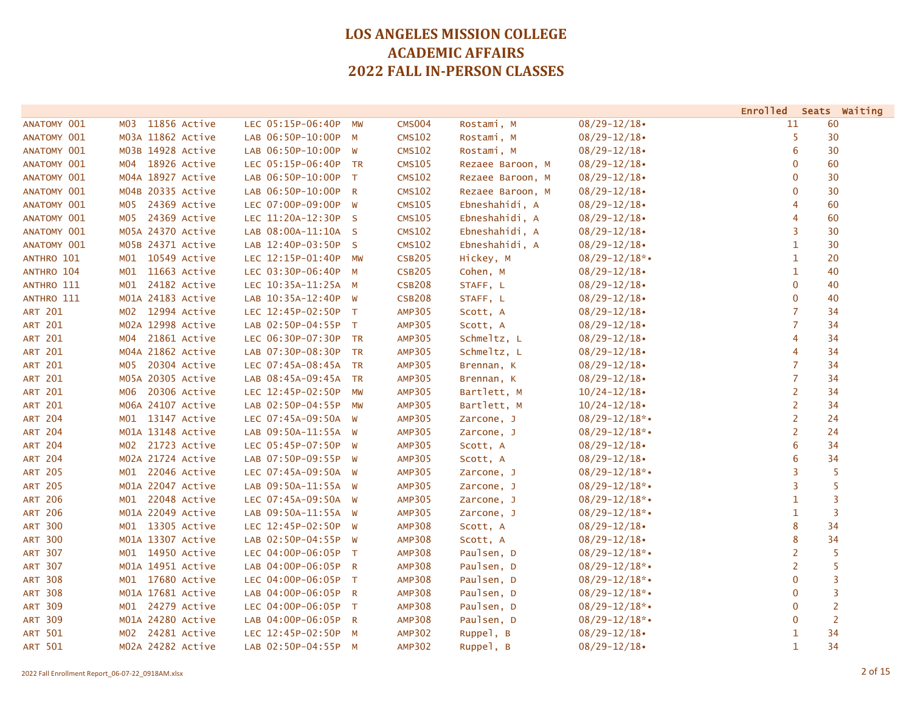# LOS ANGELES MISSION COLLEGE
# ACADEMIC AFFAIRS
# 2022 FALL IN-PERSON CLASSES

| Course | Section | Class # | Status | Type | Time | Days | Room | Instructor | Dates | Enrolled | Seats | Waiting |
|---|---|---|---|---|---|---|---|---|---|---|---|---|
| ANATOMY 001 | M03 | 11856 | Active | LEC | 05:15P-06:40P | MW | CMS004 | Rostami, M | 08/29-12/18• | 11 | 60 | |
| ANATOMY 001 | M03A | 11862 | Active | LAB | 06:50P-10:00P | M | CMS102 | Rostami, M | 08/29-12/18• | 5 | 30 | |
| ANATOMY 001 | M03B | 14928 | Active | LAB | 06:50P-10:00P | W | CMS102 | Rostami, M | 08/29-12/18• | 6 | 30 | |
| ANATOMY 001 | M04 | 18926 | Active | LEC | 05:15P-06:40P | TR | CMS105 | Rezaee Baroon, M | 08/29-12/18• | 0 | 60 | |
| ANATOMY 001 | M04A | 18927 | Active | LAB | 06:50P-10:00P | T | CMS102 | Rezaee Baroon, M | 08/29-12/18• | 0 | 30 | |
| ANATOMY 001 | M04B | 20335 | Active | LAB | 06:50P-10:00P | R | CMS102 | Rezaee Baroon, M | 08/29-12/18• | 0 | 30 | |
| ANATOMY 001 | M05 | 24369 | Active | LEC | 07:00P-09:00P | W | CMS105 | Ebneshahidi, A | 08/29-12/18• | 4 | 60 | |
| ANATOMY 001 | M05 | 24369 | Active | LEC | 11:20A-12:30P | S | CMS105 | Ebneshahidi, A | 08/29-12/18• | 4 | 60 | |
| ANATOMY 001 | M05A | 24370 | Active | LAB | 08:00A-11:10A | S | CMS102 | Ebneshahidi, A | 08/29-12/18• | 3 | 30 | |
| ANATOMY 001 | M05B | 24371 | Active | LAB | 12:40P-03:50P | S | CMS102 | Ebneshahidi, A | 08/29-12/18• | 1 | 30 | |
| ANTHRO 101 | M01 | 10549 | Active | LEC | 12:15P-01:40P | MW | CSB205 | Hickey, M | 08/29-12/18*• | 1 | 20 | |
| ANTHRO 104 | M01 | 11663 | Active | LEC | 03:30P-06:40P | M | CSB205 | Cohen, M | 08/29-12/18• | 1 | 40 | |
| ANTHRO 111 | M01 | 24182 | Active | LEC | 10:35A-11:25A | M | CSB208 | STAFF, L | 08/29-12/18• | 0 | 40 | |
| ANTHRO 111 | M01A | 24183 | Active | LAB | 10:35A-12:40P | W | CSB208 | STAFF, L | 08/29-12/18• | 0 | 40 | |
| ART 201 | M02 | 12994 | Active | LEC | 12:45P-02:50P | T | AMP305 | Scott, A | 08/29-12/18• | 7 | 34 | |
| ART 201 | M02A | 12998 | Active | LAB | 02:50P-04:55P | T | AMP305 | Scott, A | 08/29-12/18• | 7 | 34 | |
| ART 201 | M04 | 21861 | Active | LEC | 06:30P-07:30P | TR | AMP305 | Schmeltz, L | 08/29-12/18• | 4 | 34 | |
| ART 201 | M04A | 21862 | Active | LAB | 07:30P-08:30P | TR | AMP305 | Schmeltz, L | 08/29-12/18• | 4 | 34 | |
| ART 201 | M05 | 20304 | Active | LEC | 07:45A-08:45A | TR | AMP305 | Brennan, K | 08/29-12/18• | 7 | 34 | |
| ART 201 | M05A | 20305 | Active | LAB | 08:45A-09:45A | TR | AMP305 | Brennan, K | 08/29-12/18• | 7 | 34 | |
| ART 201 | M06 | 20306 | Active | LEC | 12:45P-02:50P | MW | AMP305 | Bartlett, M | 10/24-12/18• | 2 | 34 | |
| ART 201 | M06A | 24107 | Active | LAB | 02:50P-04:55P | MW | AMP305 | Bartlett, M | 10/24-12/18• | 2 | 34 | |
| ART 204 | M01 | 13147 | Active | LEC | 07:45A-09:50A | W | AMP305 | Zarcone, J | 08/29-12/18*• | 2 | 24 | |
| ART 204 | M01A | 13148 | Active | LAB | 09:50A-11:55A | W | AMP305 | Zarcone, J | 08/29-12/18*• | 2 | 24 | |
| ART 204 | M02 | 21723 | Active | LEC | 05:45P-07:50P | W | AMP305 | Scott, A | 08/29-12/18• | 6 | 34 | |
| ART 204 | M02A | 21724 | Active | LAB | 07:50P-09:55P | W | AMP305 | Scott, A | 08/29-12/18• | 6 | 34 | |
| ART 205 | M01 | 22046 | Active | LEC | 07:45A-09:50A | W | AMP305 | Zarcone, J | 08/29-12/18*• | 3 | 5 | |
| ART 205 | M01A | 22047 | Active | LAB | 09:50A-11:55A | W | AMP305 | Zarcone, J | 08/29-12/18*• | 3 | 5 | |
| ART 206 | M01 | 22048 | Active | LEC | 07:45A-09:50A | W | AMP305 | Zarcone, J | 08/29-12/18*• | 1 | 3 | |
| ART 206 | M01A | 22049 | Active | LAB | 09:50A-11:55A | W | AMP305 | Zarcone, J | 08/29-12/18*• | 1 | 3 | |
| ART 300 | M01 | 13305 | Active | LEC | 12:45P-02:50P | W | AMP308 | Scott, A | 08/29-12/18• | 8 | 34 | |
| ART 300 | M01A | 13307 | Active | LAB | 02:50P-04:55P | W | AMP308 | Scott, A | 08/29-12/18• | 8 | 34 | |
| ART 307 | M01 | 14950 | Active | LEC | 04:00P-06:05P | T | AMP308 | Paulsen, D | 08/29-12/18*• | 2 | 5 | |
| ART 307 | M01A | 14951 | Active | LAB | 04:00P-06:05P | R | AMP308 | Paulsen, D | 08/29-12/18*• | 2 | 5 | |
| ART 308 | M01 | 17680 | Active | LEC | 04:00P-06:05P | T | AMP308 | Paulsen, D | 08/29-12/18*• | 0 | 3 | |
| ART 308 | M01A | 17681 | Active | LAB | 04:00P-06:05P | R | AMP308 | Paulsen, D | 08/29-12/18*• | 0 | 3 | |
| ART 309 | M01 | 24279 | Active | LEC | 04:00P-06:05P | T | AMP308 | Paulsen, D | 08/29-12/18*• | 0 | 2 | |
| ART 309 | M01A | 24280 | Active | LAB | 04:00P-06:05P | R | AMP308 | Paulsen, D | 08/29-12/18*• | 0 | 2 | |
| ART 501 | M02 | 24281 | Active | LEC | 12:45P-02:50P | M | AMP302 | Ruppel, B | 08/29-12/18• | 1 | 34 | |
| ART 501 | M02A | 24282 | Active | LAB | 02:50P-04:55P | M | AMP302 | Ruppel, B | 08/29-12/18• | 1 | 34 | |

2022 Fall Enrollment Report_06-07-22_0918AM.xlsx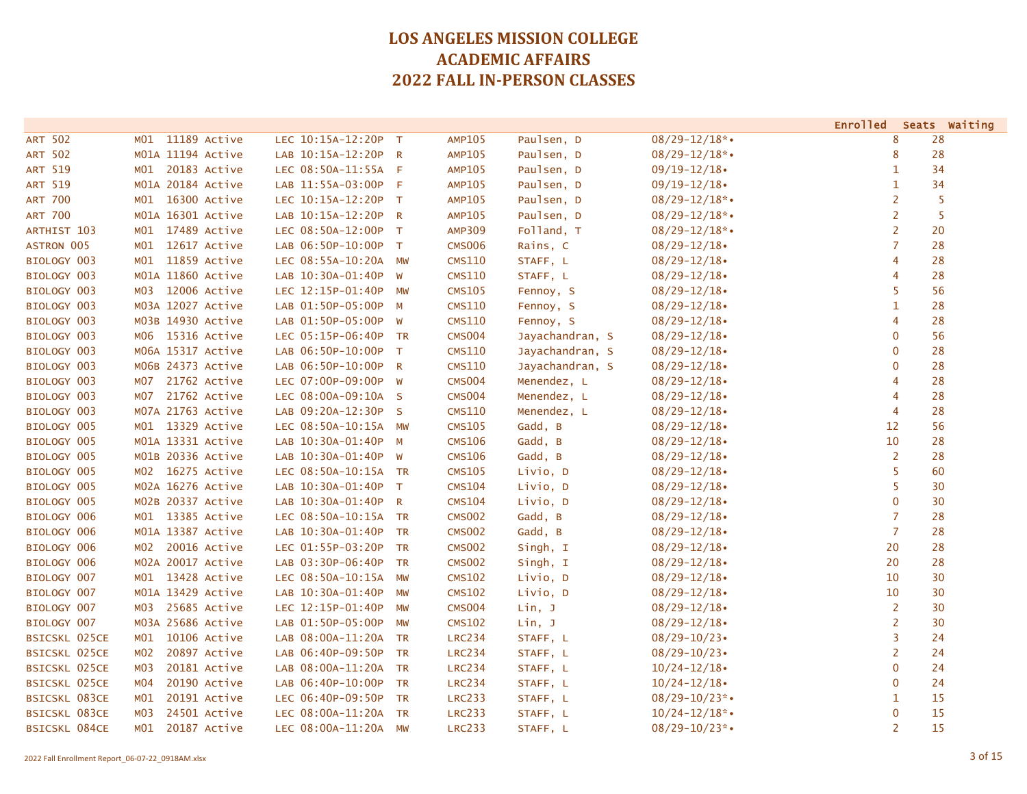# LOS ANGELES MISSION COLLEGE
# ACADEMIC AFFAIRS
# 2022 FALL IN-PERSON CLASSES

| | | | | | | | | | | | | | Enrolled | Seats | Waiting |
|---|---|---|---|---|---|---|---|---|---|---|---|---|---|---|---|
| ART 502 | M01 | 11189 | Active | LEC | 10:15A-12:20P | T | AMP105 | Paulsen, D | 08/29-12/18*• | | | | 8 | 28 | |
| ART 502 | M01A | 11194 | Active | LAB | 10:15A-12:20P | R | AMP105 | Paulsen, D | 08/29-12/18*• | | | | 8 | 28 | |
| ART 519 | M01 | 20183 | Active | LEC | 08:50A-11:55A | F | AMP105 | Paulsen, D | 09/19-12/18• | | | | 1 | 34 | |
| ART 519 | M01A | 20184 | Active | LAB | 11:55A-03:00P | F | AMP105 | Paulsen, D | 09/19-12/18• | | | | 1 | 34 | |
| ART 700 | M01 | 16300 | Active | LEC | 10:15A-12:20P | T | AMP105 | Paulsen, D | 08/29-12/18*• | | | | 2 | 5 | |
| ART 700 | M01A | 16301 | Active | LAB | 10:15A-12:20P | R | AMP105 | Paulsen, D | 08/29-12/18*• | | | | 2 | 5 | |
| ARTHIST 103 | M01 | 17489 | Active | LEC | 08:50A-12:00P | T | AMP309 | Folland, T | 08/29-12/18*• | | | | 2 | 20 | |
| ASTRON 005 | M01 | 12617 | Active | LAB | 06:50P-10:00P | T | CMS006 | Rains, C | 08/29-12/18• | | | | 7 | 28 | |
| BIOLOGY 003 | M01 | 11859 | Active | LEC | 08:55A-10:20A | MW | CMS110 | STAFF, L | 08/29-12/18• | | | | 4 | 28 | |
| BIOLOGY 003 | M01A | 11860 | Active | LAB | 10:30A-01:40P | W | CMS110 | STAFF, L | 08/29-12/18• | | | | 4 | 28 | |
| BIOLOGY 003 | M03 | 12006 | Active | LEC | 12:15P-01:40P | MW | CMS105 | Fennoy, S | 08/29-12/18• | | | | 5 | 56 | |
| BIOLOGY 003 | M03A | 12027 | Active | LAB | 01:50P-05:00P | M | CMS110 | Fennoy, S | 08/29-12/18• | | | | 1 | 28 | |
| BIOLOGY 003 | M03B | 14930 | Active | LAB | 01:50P-05:00P | W | CMS110 | Fennoy, S | 08/29-12/18• | | | | 4 | 28 | |
| BIOLOGY 003 | M06 | 15316 | Active | LEC | 05:15P-06:40P | TR | CMS004 | Jayachandran, S | 08/29-12/18• | | | | 0 | 56 | |
| BIOLOGY 003 | M06A | 15317 | Active | LAB | 06:50P-10:00P | T | CMS110 | Jayachandran, S | 08/29-12/18• | | | | 0 | 28 | |
| BIOLOGY 003 | M06B | 24373 | Active | LAB | 06:50P-10:00P | R | CMS110 | Jayachandran, S | 08/29-12/18• | | | | 0 | 28 | |
| BIOLOGY 003 | M07 | 21762 | Active | LEC | 07:00P-09:00P | W | CMS004 | Menendez, L | 08/29-12/18• | | | | 4 | 28 | |
| BIOLOGY 003 | M07 | 21762 | Active | LEC | 08:00A-09:10A | S | CMS004 | Menendez, L | 08/29-12/18• | | | | 4 | 28 | |
| BIOLOGY 003 | M07A | 21763 | Active | LAB | 09:20A-12:30P | S | CMS110 | Menendez, L | 08/29-12/18• | | | | 4 | 28 | |
| BIOLOGY 005 | M01 | 13329 | Active | LEC | 08:50A-10:15A | MW | CMS105 | Gadd, B | 08/29-12/18• | | | | 12 | 56 | |
| BIOLOGY 005 | M01A | 13331 | Active | LAB | 10:30A-01:40P | M | CMS106 | Gadd, B | 08/29-12/18• | | | | 10 | 28 | |
| BIOLOGY 005 | M01B | 20336 | Active | LAB | 10:30A-01:40P | W | CMS106 | Gadd, B | 08/29-12/18• | | | | 2 | 28 | |
| BIOLOGY 005 | M02 | 16275 | Active | LEC | 08:50A-10:15A | TR | CMS105 | Livio, D | 08/29-12/18• | | | | 5 | 60 | |
| BIOLOGY 005 | M02A | 16276 | Active | LAB | 10:30A-01:40P | T | CMS104 | Livio, D | 08/29-12/18• | | | | 5 | 30 | |
| BIOLOGY 005 | M02B | 20337 | Active | LAB | 10:30A-01:40P | R | CMS104 | Livio, D | 08/29-12/18• | | | | 0 | 30 | |
| BIOLOGY 006 | M01 | 13385 | Active | LEC | 08:50A-10:15A | TR | CMS002 | Gadd, B | 08/29-12/18• | | | | 7 | 28 | |
| BIOLOGY 006 | M01A | 13387 | Active | LAB | 10:30A-01:40P | TR | CMS002 | Gadd, B | 08/29-12/18• | | | | 7 | 28 | |
| BIOLOGY 006 | M02 | 20016 | Active | LEC | 01:55P-03:20P | TR | CMS002 | Singh, I | 08/29-12/18• | | | | 20 | 28 | |
| BIOLOGY 006 | M02A | 20017 | Active | LAB | 03:30P-06:40P | TR | CMS002 | Singh, I | 08/29-12/18• | | | | 20 | 28 | |
| BIOLOGY 007 | M01 | 13428 | Active | LEC | 08:50A-10:15A | MW | CMS102 | Livio, D | 08/29-12/18• | | | | 10 | 30 | |
| BIOLOGY 007 | M01A | 13429 | Active | LAB | 10:30A-01:40P | MW | CMS102 | Livio, D | 08/29-12/18• | | | | 10 | 30 | |
| BIOLOGY 007 | M03 | 25685 | Active | LEC | 12:15P-01:40P | MW | CMS004 | Lin, J | 08/29-12/18• | | | | 2 | 30 | |
| BIOLOGY 007 | M03A | 25686 | Active | LAB | 01:50P-05:00P | MW | CMS102 | Lin, J | 08/29-12/18• | | | | 2 | 30 | |
| BSICSKL 025CE | M01 | 10106 | Active | LAB | 08:00A-11:20A | TR | LRC234 | STAFF, L | 08/29-10/23• | | | | 3 | 24 | |
| BSICSKL 025CE | M02 | 20897 | Active | LAB | 06:40P-09:50P | TR | LRC234 | STAFF, L | 08/29-10/23• | | | | 2 | 24 | |
| BSICSKL 025CE | M03 | 20181 | Active | LAB | 08:00A-11:20A | TR | LRC234 | STAFF, L | 10/24-12/18• | | | | 0 | 24 | |
| BSICSKL 025CE | M04 | 20190 | Active | LAB | 06:40P-10:00P | TR | LRC234 | STAFF, L | 10/24-12/18• | | | | 0 | 24 | |
| BSICSKL 083CE | M01 | 20191 | Active | LEC | 06:40P-09:50P | TR | LRC233 | STAFF, L | 08/29-10/23*• | | | | 1 | 15 | |
| BSICSKL 083CE | M03 | 24501 | Active | LEC | 08:00A-11:20A | TR | LRC233 | STAFF, L | 10/24-12/18*• | | | | 0 | 15 | |
| BSICSKL 084CE | M01 | 20187 | Active | LEC | 08:00A-11:20A | MW | LRC233 | STAFF, L | 08/29-10/23*• | | | | 2 | 15 | |

2022 Fall Enrollment Report_06-07-22_0918AM.xlsx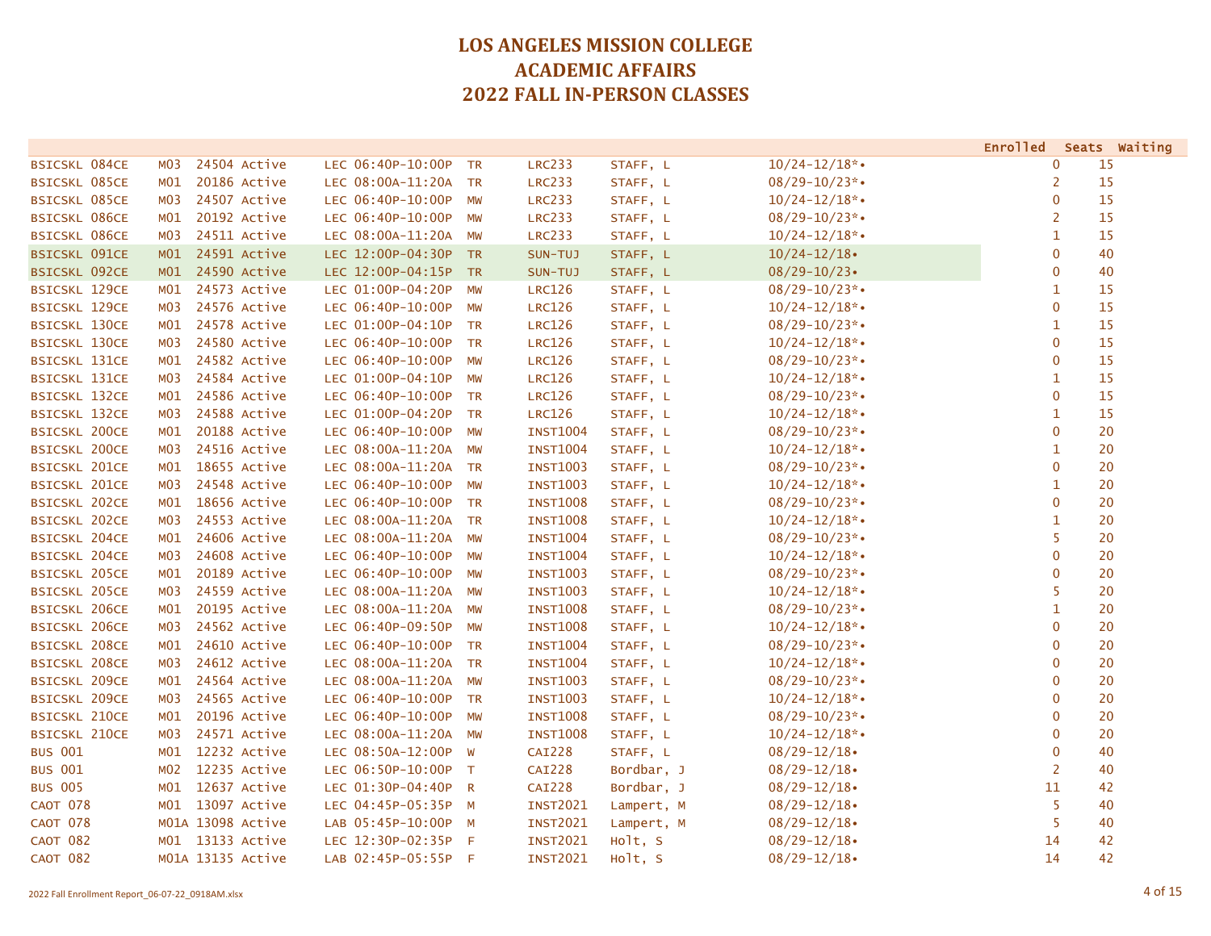# LOS ANGELES MISSION COLLEGE
# ACADEMIC AFFAIRS
# 2022 FALL IN-PERSON CLASSES

| | | | | | | | | | | Enrolled | Seats | Waiting |
|---|---|---|---|---|---|---|---|---|---|---|---|---|
| BSICSKL 084CE | M03 | 24504 | Active | LEC 06:40P-10:00P | TR | LRC233 | STAFF, L | 10/24-12/18*• | | 0 | 15 | |
| BSICSKL 085CE | M01 | 20186 | Active | LEC 08:00A-11:20A | TR | LRC233 | STAFF, L | 08/29-10/23*• | | 2 | 15 | |
| BSICSKL 085CE | M03 | 24507 | Active | LEC 06:40P-10:00P | MW | LRC233 | STAFF, L | 10/24-12/18*• | | 0 | 15 | |
| BSICSKL 086CE | M01 | 20192 | Active | LEC 06:40P-10:00P | MW | LRC233 | STAFF, L | 08/29-10/23*• | | 2 | 15 | |
| BSICSKL 086CE | M03 | 24511 | Active | LEC 08:00A-11:20A | MW | LRC233 | STAFF, L | 10/24-12/18*• | | 1 | 15 | |
| BSICSKL 091CE | M01 | 24591 | Active | LEC 12:00P-04:30P | TR | SUN-TUJ | STAFF, L | 10/24-12/18• | | 0 | 40 | |
| BSICSKL 092CE | M01 | 24590 | Active | LEC 12:00P-04:15P | TR | SUN-TUJ | STAFF, L | 08/29-10/23• | | 0 | 40 | |
| BSICSKL 129CE | M01 | 24573 | Active | LEC 01:00P-04:20P | MW | LRC126 | STAFF, L | 08/29-10/23*• | | 1 | 15 | |
| BSICSKL 129CE | M03 | 24576 | Active | LEC 06:40P-10:00P | MW | LRC126 | STAFF, L | 10/24-12/18*• | | 0 | 15 | |
| BSICSKL 130CE | M01 | 24578 | Active | LEC 01:00P-04:10P | TR | LRC126 | STAFF, L | 08/29-10/23*• | | 1 | 15 | |
| BSICSKL 130CE | M03 | 24580 | Active | LEC 06:40P-10:00P | TR | LRC126 | STAFF, L | 10/24-12/18*• | | 0 | 15 | |
| BSICSKL 131CE | M01 | 24582 | Active | LEC 06:40P-10:00P | MW | LRC126 | STAFF, L | 08/29-10/23*• | | 0 | 15 | |
| BSICSKL 131CE | M03 | 24584 | Active | LEC 01:00P-04:10P | MW | LRC126 | STAFF, L | 10/24-12/18*• | | 1 | 15 | |
| BSICSKL 132CE | M01 | 24586 | Active | LEC 06:40P-10:00P | TR | LRC126 | STAFF, L | 08/29-10/23*• | | 0 | 15 | |
| BSICSKL 132CE | M03 | 24588 | Active | LEC 01:00P-04:20P | TR | LRC126 | STAFF, L | 10/24-12/18*• | | 1 | 15 | |
| BSICSKL 200CE | M01 | 20188 | Active | LEC 06:40P-10:00P | MW | INST1004 | STAFF, L | 08/29-10/23*• | | 0 | 20 | |
| BSICSKL 200CE | M03 | 24516 | Active | LEC 08:00A-11:20A | MW | INST1004 | STAFF, L | 10/24-12/18*• | | 1 | 20 | |
| BSICSKL 201CE | M01 | 18655 | Active | LEC 08:00A-11:20A | TR | INST1003 | STAFF, L | 08/29-10/23*• | | 0 | 20 | |
| BSICSKL 201CE | M03 | 24548 | Active | LEC 06:40P-10:00P | MW | INST1003 | STAFF, L | 10/24-12/18*• | | 1 | 20 | |
| BSICSKL 202CE | M01 | 18656 | Active | LEC 06:40P-10:00P | TR | INST1008 | STAFF, L | 08/29-10/23*• | | 0 | 20 | |
| BSICSKL 202CE | M03 | 24553 | Active | LEC 08:00A-11:20A | TR | INST1008 | STAFF, L | 10/24-12/18*• | | 1 | 20 | |
| BSICSKL 204CE | M01 | 24606 | Active | LEC 08:00A-11:20A | MW | INST1004 | STAFF, L | 08/29-10/23*• | | 5 | 20 | |
| BSICSKL 204CE | M03 | 24608 | Active | LEC 06:40P-10:00P | MW | INST1004 | STAFF, L | 10/24-12/18*• | | 0 | 20 | |
| BSICSKL 205CE | M01 | 20189 | Active | LEC 06:40P-10:00P | MW | INST1003 | STAFF, L | 08/29-10/23*• | | 0 | 20 | |
| BSICSKL 205CE | M03 | 24559 | Active | LEC 08:00A-11:20A | MW | INST1003 | STAFF, L | 10/24-12/18*• | | 5 | 20 | |
| BSICSKL 206CE | M01 | 20195 | Active | LEC 08:00A-11:20A | MW | INST1008 | STAFF, L | 08/29-10/23*• | | 1 | 20 | |
| BSICSKL 206CE | M03 | 24562 | Active | LEC 06:40P-09:50P | MW | INST1008 | STAFF, L | 10/24-12/18*• | | 0 | 20 | |
| BSICSKL 208CE | M01 | 24610 | Active | LEC 06:40P-10:00P | TR | INST1004 | STAFF, L | 08/29-10/23*• | | 0 | 20 | |
| BSICSKL 208CE | M03 | 24612 | Active | LEC 08:00A-11:20A | TR | INST1004 | STAFF, L | 10/24-12/18*• | | 0 | 20 | |
| BSICSKL 209CE | M01 | 24564 | Active | LEC 08:00A-11:20A | MW | INST1003 | STAFF, L | 08/29-10/23*• | | 0 | 20 | |
| BSICSKL 209CE | M03 | 24565 | Active | LEC 06:40P-10:00P | TR | INST1003 | STAFF, L | 10/24-12/18*• | | 0 | 20 | |
| BSICSKL 210CE | M01 | 20196 | Active | LEC 06:40P-10:00P | MW | INST1008 | STAFF, L | 08/29-10/23*• | | 0 | 20 | |
| BSICSKL 210CE | M03 | 24571 | Active | LEC 08:00A-11:20A | MW | INST1008 | STAFF, L | 10/24-12/18*• | | 0 | 20 | |
| BUS 001 | M01 | 12232 | Active | LEC 08:50A-12:00P | W | CAI228 | STAFF, L | 08/29-12/18• | | 0 | 40 | |
| BUS 001 | M02 | 12235 | Active | LEC 06:50P-10:00P | T | CAI228 | Bordbar, J | 08/29-12/18• | | 2 | 40 | |
| BUS 005 | M01 | 12637 | Active | LEC 01:30P-04:40P | R | CAI228 | Bordbar, J | 08/29-12/18• | | 11 | 42 | |
| CAOT 078 | M01 | 13097 | Active | LEC 04:45P-05:35P | M | INST2021 | Lampert, M | 08/29-12/18• | | 5 | 40 | |
| CAOT 078 | M01A | 13098 | Active | LAB 05:45P-10:00P | M | INST2021 | Lampert, M | 08/29-12/18• | | 5 | 40 | |
| CAOT 082 | M01 | 13133 | Active | LEC 12:30P-02:35P | F | INST2021 | Holt, S | 08/29-12/18• | | 14 | 42 | |
| CAOT 082 | M01A | 13135 | Active | LAB 02:45P-05:55P | F | INST2021 | Holt, S | 08/29-12/18• | | 14 | 42 | |

2022 Fall Enrollment Report_06-07-22_0918AM.xlsx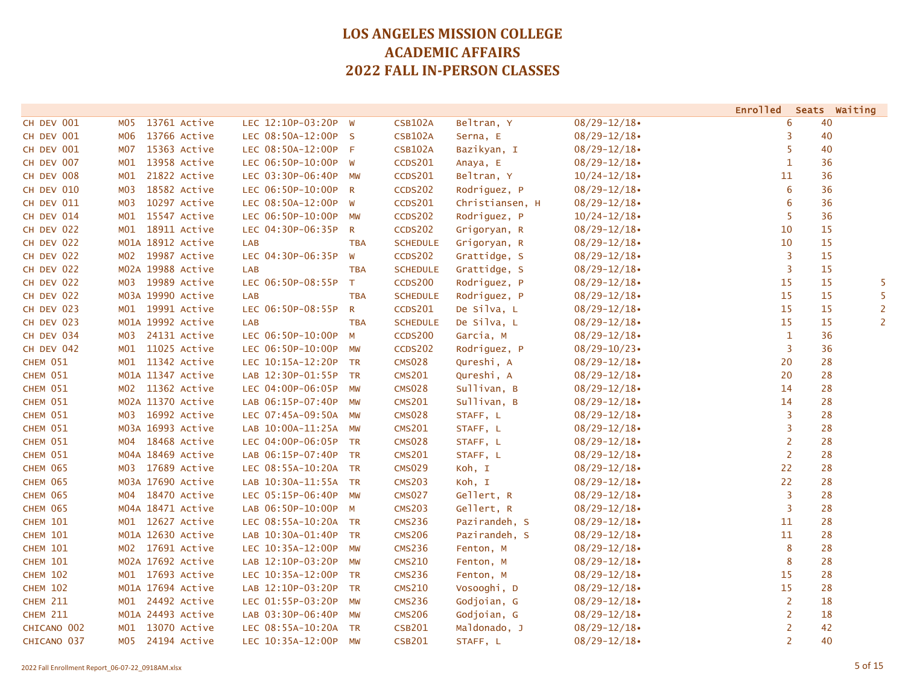# LOS ANGELES MISSION COLLEGE
# ACADEMIC AFFAIRS
# 2022 FALL IN-PERSON CLASSES

| Course | Section | Class # | Status | Type | Time | Days | Room | Instructor | Dates | Enrolled | Seats | Waiting |
|---|---|---|---|---|---|---|---|---|---|---|---|---|
| CH DEV 001 | M05 | 13761 | Active | LEC | 12:10P-03:20P | W | CSB102A | Beltran, Y | 08/29-12/18• | 6 | 40 | |
| CH DEV 001 | M06 | 13766 | Active | LEC | 08:50A-12:00P | S | CSB102A | Serna, E | 08/29-12/18• | 3 | 40 | |
| CH DEV 001 | M07 | 15363 | Active | LEC | 08:50A-12:00P | F | CSB102A | Bazikyan, I | 08/29-12/18• | 5 | 40 | |
| CH DEV 007 | M01 | 13958 | Active | LEC | 06:50P-10:00P | W | CCDS201 | Anaya, E | 08/29-12/18• | 1 | 36 | |
| CH DEV 008 | M01 | 21822 | Active | LEC | 03:30P-06:40P | MW | CCDS201 | Beltran, Y | 10/24-12/18• | 11 | 36 | |
| CH DEV 010 | M03 | 18582 | Active | LEC | 06:50P-10:00P | R | CCDS202 | Rodriguez, P | 08/29-12/18• | 6 | 36 | |
| CH DEV 011 | M03 | 10297 | Active | LEC | 08:50A-12:00P | W | CCDS201 | Christiansen, H | 08/29-12/18• | 6 | 36 | |
| CH DEV 014 | M01 | 15547 | Active | LEC | 06:50P-10:00P | MW | CCDS202 | Rodriguez, P | 10/24-12/18• | 5 | 36 | |
| CH DEV 022 | M01 | 18911 | Active | LEC | 04:30P-06:35P | R | CCDS202 | Grigoryan, R | 08/29-12/18• | 10 | 15 | |
| CH DEV 022 | M01A | 18912 | Active | LAB | | TBA | SCHEDULE | Grigoryan, R | 08/29-12/18• | 10 | 15 | |
| CH DEV 022 | M02 | 19987 | Active | LEC | 04:30P-06:35P | W | CCDS202 | Grattidge, S | 08/29-12/18• | 3 | 15 | |
| CH DEV 022 | M02A | 19988 | Active | LAB | | TBA | SCHEDULE | Grattidge, S | 08/29-12/18• | 3 | 15 | |
| CH DEV 022 | M03 | 19989 | Active | LEC | 06:50P-08:55P | T | CCDS200 | Rodriguez, P | 08/29-12/18• | 15 | 15 | 5 |
| CH DEV 022 | M03A | 19990 | Active | LAB | | TBA | SCHEDULE | Rodriguez, P | 08/29-12/18• | 15 | 15 | 5 |
| CH DEV 023 | M01 | 19991 | Active | LEC | 06:50P-08:55P | R | CCDS201 | De Silva, L | 08/29-12/18• | 15 | 15 | 2 |
| CH DEV 023 | M01A | 19992 | Active | LAB | | TBA | SCHEDULE | De Silva, L | 08/29-12/18• | 15 | 15 | 2 |
| CH DEV 034 | M03 | 24131 | Active | LEC | 06:50P-10:00P | M | CCDS200 | Garcia, M | 08/29-12/18• | 1 | 36 | |
| CH DEV 042 | M01 | 11025 | Active | LEC | 06:50P-10:00P | MW | CCDS202 | Rodriguez, P | 08/29-10/23• | 3 | 36 | |
| CHEM 051 | M01 | 11342 | Active | LEC | 10:15A-12:20P | TR | CMS028 | Qureshi, A | 08/29-12/18• | 20 | 28 | |
| CHEM 051 | M01A | 11347 | Active | LAB | 12:30P-01:55P | TR | CMS201 | Qureshi, A | 08/29-12/18• | 20 | 28 | |
| CHEM 051 | M02 | 11362 | Active | LEC | 04:00P-06:05P | MW | CMS028 | Sullivan, B | 08/29-12/18• | 14 | 28 | |
| CHEM 051 | M02A | 11370 | Active | LAB | 06:15P-07:40P | MW | CMS201 | Sullivan, B | 08/29-12/18• | 14 | 28 | |
| CHEM 051 | M03 | 16992 | Active | LEC | 07:45A-09:50A | MW | CMS028 | STAFF, L | 08/29-12/18• | 3 | 28 | |
| CHEM 051 | M03A | 16993 | Active | LAB | 10:00A-11:25A | MW | CMS201 | STAFF, L | 08/29-12/18• | 3 | 28 | |
| CHEM 051 | M04 | 18468 | Active | LEC | 04:00P-06:05P | TR | CMS028 | STAFF, L | 08/29-12/18• | 2 | 28 | |
| CHEM 051 | M04A | 18469 | Active | LAB | 06:15P-07:40P | TR | CMS201 | STAFF, L | 08/29-12/18• | 2 | 28 | |
| CHEM 065 | M03 | 17689 | Active | LEC | 08:55A-10:20A | TR | CMS029 | Koh, I | 08/29-12/18• | 22 | 28 | |
| CHEM 065 | M03A | 17690 | Active | LAB | 10:30A-11:55A | TR | CMS203 | Koh, I | 08/29-12/18• | 22 | 28 | |
| CHEM 065 | M04 | 18470 | Active | LEC | 05:15P-06:40P | MW | CMS027 | Gellert, R | 08/29-12/18• | 3 | 28 | |
| CHEM 065 | M04A | 18471 | Active | LAB | 06:50P-10:00P | M | CMS203 | Gellert, R | 08/29-12/18• | 3 | 28 | |
| CHEM 101 | M01 | 12627 | Active | LEC | 08:55A-10:20A | TR | CMS236 | Pazirandeh, S | 08/29-12/18• | 11 | 28 | |
| CHEM 101 | M01A | 12630 | Active | LAB | 10:30A-01:40P | TR | CMS206 | Pazirandeh, S | 08/29-12/18• | 11 | 28 | |
| CHEM 101 | M02 | 17691 | Active | LEC | 10:35A-12:00P | MW | CMS236 | Fenton, M | 08/29-12/18• | 8 | 28 | |
| CHEM 101 | M02A | 17692 | Active | LAB | 12:10P-03:20P | MW | CMS210 | Fenton, M | 08/29-12/18• | 8 | 28 | |
| CHEM 102 | M01 | 17693 | Active | LEC | 10:35A-12:00P | TR | CMS236 | Fenton, M | 08/29-12/18• | 15 | 28 | |
| CHEM 102 | M01A | 17694 | Active | LAB | 12:10P-03:20P | TR | CMS210 | Vosooghi, D | 08/29-12/18• | 15 | 28 | |
| CHEM 211 | M01 | 24492 | Active | LEC | 01:55P-03:20P | MW | CMS236 | Godjoian, G | 08/29-12/18• | 2 | 18 | |
| CHEM 211 | M01A | 24493 | Active | LAB | 03:30P-06:40P | MW | CMS206 | Godjoian, G | 08/29-12/18• | 2 | 18 | |
| CHICANO 002 | M01 | 13070 | Active | LEC | 08:55A-10:20A | TR | CSB201 | Maldonado, J | 08/29-12/18• | 2 | 42 | |
| CHICANO 037 | M05 | 24194 | Active | LEC | 10:35A-12:00P | MW | CSB201 | STAFF, L | 08/29-12/18• | 2 | 40 | |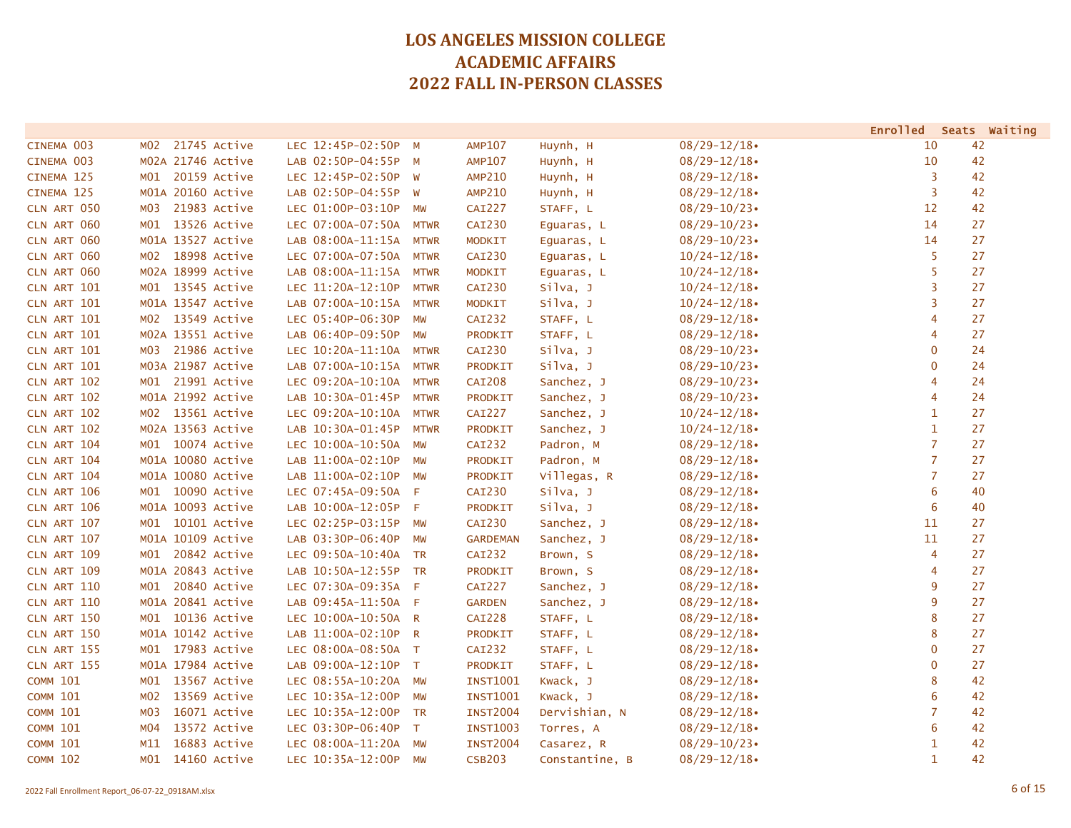# LOS ANGELES MISSION COLLEGE
# ACADEMIC AFFAIRS
# 2022 FALL IN-PERSON CLASSES

| Course | Section | Class # | Status | Type | Time | Days | Room | Instructor | Dates | Enrolled | Seats | Waiting |
|---|---|---|---|---|---|---|---|---|---|---|---|---|
| CINEMA 003 | M02 | 21745 | Active | LEC | 12:45P-02:50P | M | AMP107 | Huynh, H | 08/29-12/18• | 10 | 42 | |
| CINEMA 003 | M02A | 21746 | Active | LAB | 02:50P-04:55P | M | AMP107 | Huynh, H | 08/29-12/18• | 10 | 42 | |
| CINEMA 125 | M01 | 20159 | Active | LEC | 12:45P-02:50P | W | AMP210 | Huynh, H | 08/29-12/18• | 3 | 42 | |
| CINEMA 125 | M01A | 20160 | Active | LAB | 02:50P-04:55P | W | AMP210 | Huynh, H | 08/29-12/18• | 3 | 42 | |
| CLN ART 050 | M03 | 21983 | Active | LEC | 01:00P-03:10P | MW | CAI227 | STAFF, L | 08/29-10/23• | 12 | 42 | |
| CLN ART 060 | M01 | 13526 | Active | LEC | 07:00A-07:50A | MTWR | CAI230 | Eguaras, L | 08/29-10/23• | 14 | 27 | |
| CLN ART 060 | M01A | 13527 | Active | LAB | 08:00A-11:15A | MTWR | MODKIT | Eguaras, L | 08/29-10/23• | 14 | 27 | |
| CLN ART 060 | M02 | 18998 | Active | LEC | 07:00A-07:50A | MTWR | CAI230 | Eguaras, L | 10/24-12/18• | 5 | 27 | |
| CLN ART 060 | M02A | 18999 | Active | LAB | 08:00A-11:15A | MTWR | MODKIT | Eguaras, L | 10/24-12/18• | 5 | 27 | |
| CLN ART 101 | M01 | 13545 | Active | LEC | 11:20A-12:10P | MTWR | CAI230 | Silva, J | 10/24-12/18• | 3 | 27 | |
| CLN ART 101 | M01A | 13547 | Active | LAB | 07:00A-10:15A | MTWR | MODKIT | Silva, J | 10/24-12/18• | 3 | 27 | |
| CLN ART 101 | M02 | 13549 | Active | LEC | 05:40P-06:30P | MW | CAI232 | STAFF, L | 08/29-12/18• | 4 | 27 | |
| CLN ART 101 | M02A | 13551 | Active | LAB | 06:40P-09:50P | MW | PRODKIT | STAFF, L | 08/29-12/18• | 4 | 27 | |
| CLN ART 101 | M03 | 21986 | Active | LEC | 10:20A-11:10A | MTWR | CAI230 | Silva, J | 08/29-10/23• | 0 | 24 | |
| CLN ART 101 | M03A | 21987 | Active | LAB | 07:00A-10:15A | MTWR | PRODKIT | Silva, J | 08/29-10/23• | 0 | 24 | |
| CLN ART 102 | M01 | 21991 | Active | LEC | 09:20A-10:10A | MTWR | CAI208 | Sanchez, J | 08/29-10/23• | 4 | 24 | |
| CLN ART 102 | M01A | 21992 | Active | LAB | 10:30A-01:45P | MTWR | PRODKIT | Sanchez, J | 08/29-10/23• | 4 | 24 | |
| CLN ART 102 | M02 | 13561 | Active | LEC | 09:20A-10:10A | MTWR | CAI227 | Sanchez, J | 10/24-12/18• | 1 | 27 | |
| CLN ART 102 | M02A | 13563 | Active | LAB | 10:30A-01:45P | MTWR | PRODKIT | Sanchez, J | 10/24-12/18• | 1 | 27 | |
| CLN ART 104 | M01 | 10074 | Active | LEC | 10:00A-10:50A | MW | CAI232 | Padron, M | 08/29-12/18• | 7 | 27 | |
| CLN ART 104 | M01A | 10080 | Active | LAB | 11:00A-02:10P | MW | PRODKIT | Padron, M | 08/29-12/18• | 7 | 27 | |
| CLN ART 104 | M01A | 10080 | Active | LAB | 11:00A-02:10P | MW | PRODKIT | Villegas, R | 08/29-12/18• | 7 | 27 | |
| CLN ART 106 | M01 | 10090 | Active | LEC | 07:45A-09:50A | F | CAI230 | Silva, J | 08/29-12/18• | 6 | 40 | |
| CLN ART 106 | M01A | 10093 | Active | LAB | 10:00A-12:05P | F | PRODKIT | Silva, J | 08/29-12/18• | 6 | 40 | |
| CLN ART 107 | M01 | 10101 | Active | LEC | 02:25P-03:15P | MW | CAI230 | Sanchez, J | 08/29-12/18• | 11 | 27 | |
| CLN ART 107 | M01A | 10109 | Active | LAB | 03:30P-06:40P | MW | GARDEMAN | Sanchez, J | 08/29-12/18• | 11 | 27 | |
| CLN ART 109 | M01 | 20842 | Active | LEC | 09:50A-10:40A | TR | CAI232 | Brown, S | 08/29-12/18• | 4 | 27 | |
| CLN ART 109 | M01A | 20843 | Active | LAB | 10:50A-12:55P | TR | PRODKIT | Brown, S | 08/29-12/18• | 4 | 27 | |
| CLN ART 110 | M01 | 20840 | Active | LEC | 07:30A-09:35A | F | CAI227 | Sanchez, J | 08/29-12/18• | 9 | 27 | |
| CLN ART 110 | M01A | 20841 | Active | LAB | 09:45A-11:50A | F | GARDEN | Sanchez, J | 08/29-12/18• | 9 | 27 | |
| CLN ART 150 | M01 | 10136 | Active | LEC | 10:00A-10:50A | R | CAI228 | STAFF, L | 08/29-12/18• | 8 | 27 | |
| CLN ART 150 | M01A | 10142 | Active | LAB | 11:00A-02:10P | R | PRODKIT | STAFF, L | 08/29-12/18• | 8 | 27 | |
| CLN ART 155 | M01 | 17983 | Active | LEC | 08:00A-08:50A | T | CAI232 | STAFF, L | 08/29-12/18• | 0 | 27 | |
| CLN ART 155 | M01A | 17984 | Active | LAB | 09:00A-12:10P | T | PRODKIT | STAFF, L | 08/29-12/18• | 0 | 27 | |
| COMM 101 | M01 | 13567 | Active | LEC | 08:55A-10:20A | MW | INST1001 | Kwack, J | 08/29-12/18• | 8 | 42 | |
| COMM 101 | M02 | 13569 | Active | LEC | 10:35A-12:00P | MW | INST1001 | Kwack, J | 08/29-12/18• | 6 | 42 | |
| COMM 101 | M03 | 16071 | Active | LEC | 10:35A-12:00P | TR | INST2004 | Dervishian, N | 08/29-12/18• | 7 | 42 | |
| COMM 101 | M04 | 13572 | Active | LEC | 03:30P-06:40P | T | INST1003 | Torres, A | 08/29-12/18• | 6 | 42 | |
| COMM 101 | M11 | 16883 | Active | LEC | 08:00A-11:20A | MW | INST2004 | Casarez, R | 08/29-10/23• | 1 | 42 | |
| COMM 102 | M01 | 14160 | Active | LEC | 10:35A-12:00P | MW | CSB203 | Constantine, B | 08/29-12/18• | 1 | 42 | |

2022 Fall Enrollment Report_06-07-22_0918AM.xlsx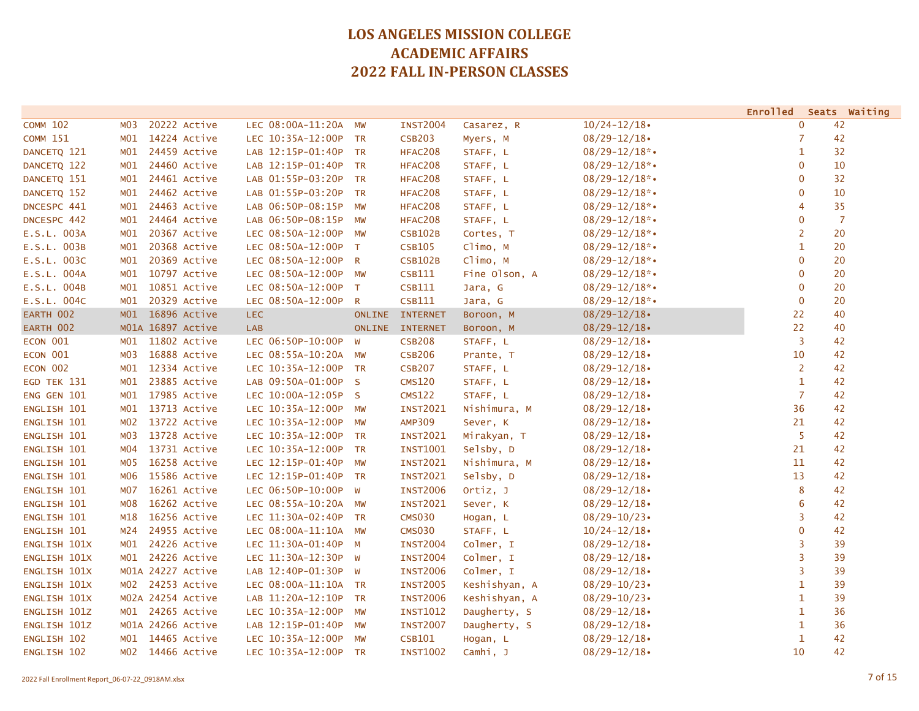# LOS ANGELES MISSION COLLEGE
# ACADEMIC AFFAIRS
# 2022 FALL IN-PERSON CLASSES

| Course | Section | Class # | Status | Type | Time | Days | Room | Instructor | Dates | Enrolled | Seats | Waiting |
|---|---|---|---|---|---|---|---|---|---|---|---|---|
| COMM 102 | M03 | 20222 | Active | LEC | 08:00A-11:20A | MW | INST2004 | Casarez, R | 10/24-12/18• | 0 | 42 | |
| COMM 151 | M01 | 14224 | Active | LEC | 10:35A-12:00P | TR | CSB203 | Myers, M | 08/29-12/18• | 7 | 42 | |
| DANCETQ 121 | M01 | 24459 | Active | LAB | 12:15P-01:40P | TR | HFAC208 | STAFF, L | 08/29-12/18*• | 1 | 32 | |
| DANCETQ 122 | M01 | 24460 | Active | LAB | 12:15P-01:40P | TR | HFAC208 | STAFF, L | 08/29-12/18*• | 0 | 10 | |
| DANCETQ 151 | M01 | 24461 | Active | LAB | 01:55P-03:20P | TR | HFAC208 | STAFF, L | 08/29-12/18*• | 0 | 32 | |
| DANCETQ 152 | M01 | 24462 | Active | LAB | 01:55P-03:20P | TR | HFAC208 | STAFF, L | 08/29-12/18*• | 0 | 10 | |
| DNCESPC 441 | M01 | 24463 | Active | LAB | 06:50P-08:15P | MW | HFAC208 | STAFF, L | 08/29-12/18*• | 4 | 35 | |
| DNCESPC 442 | M01 | 24464 | Active | LAB | 06:50P-08:15P | MW | HFAC208 | STAFF, L | 08/29-12/18*• | 0 | 7 | |
| E.S.L. 003A | M01 | 20367 | Active | LEC | 08:50A-12:00P | MW | CSB102B | Cortes, T | 08/29-12/18*• | 2 | 20 | |
| E.S.L. 003B | M01 | 20368 | Active | LEC | 08:50A-12:00P | T | CSB105 | Climo, M | 08/29-12/18*• | 1 | 20 | |
| E.S.L. 003C | M01 | 20369 | Active | LEC | 08:50A-12:00P | R | CSB102B | Climo, M | 08/29-12/18*• | 0 | 20 | |
| E.S.L. 004A | M01 | 10797 | Active | LEC | 08:50A-12:00P | MW | CSB111 | Fine Olson, A | 08/29-12/18*• | 0 | 20 | |
| E.S.L. 004B | M01 | 10851 | Active | LEC | 08:50A-12:00P | T | CSB111 | Jara, G | 08/29-12/18*• | 0 | 20 | |
| E.S.L. 004C | M01 | 20329 | Active | LEC | 08:50A-12:00P | R | CSB111 | Jara, G | 08/29-12/18*• | 0 | 20 | |
| EARTH 002 | M01 | 16896 | Active | LEC | | ONLINE | INTERNET | Boroon, M | 08/29-12/18• | 22 | 40 | |
| EARTH 002 | M01A | 16897 | Active | LAB | | ONLINE | INTERNET | Boroon, M | 08/29-12/18• | 22 | 40 | |
| ECON 001 | M01 | 11802 | Active | LEC | 06:50P-10:00P | W | CSB208 | STAFF, L | 08/29-12/18• | 3 | 42 | |
| ECON 001 | M03 | 16888 | Active | LEC | 08:55A-10:20A | MW | CSB206 | Prante, T | 08/29-12/18• | 10 | 42 | |
| ECON 002 | M01 | 12334 | Active | LEC | 10:35A-12:00P | TR | CSB207 | STAFF, L | 08/29-12/18• | 2 | 42 | |
| EGD TEK 131 | M01 | 23885 | Active | LAB | 09:50A-01:00P | S | CMS120 | STAFF, L | 08/29-12/18• | 1 | 42 | |
| ENG GEN 101 | M01 | 17985 | Active | LEC | 10:00A-12:05P | S | CMS122 | STAFF, L | 08/29-12/18• | 7 | 42 | |
| ENGLISH 101 | M01 | 13713 | Active | LEC | 10:35A-12:00P | MW | INST2021 | Nishimura, M | 08/29-12/18• | 36 | 42 | |
| ENGLISH 101 | M02 | 13722 | Active | LEC | 10:35A-12:00P | MW | AMP309 | Sever, K | 08/29-12/18• | 21 | 42 | |
| ENGLISH 101 | M03 | 13728 | Active | LEC | 10:35A-12:00P | TR | INST2021 | Mirakyan, T | 08/29-12/18• | 5 | 42 | |
| ENGLISH 101 | M04 | 13731 | Active | LEC | 10:35A-12:00P | TR | INST1001 | Selsby, D | 08/29-12/18• | 21 | 42 | |
| ENGLISH 101 | M05 | 16258 | Active | LEC | 12:15P-01:40P | MW | INST2021 | Nishimura, M | 08/29-12/18• | 11 | 42 | |
| ENGLISH 101 | M06 | 15586 | Active | LEC | 12:15P-01:40P | TR | INST2021 | Selsby, D | 08/29-12/18• | 13 | 42 | |
| ENGLISH 101 | M07 | 16261 | Active | LEC | 06:50P-10:00P | W | INST2006 | Ortiz, J | 08/29-12/18• | 8 | 42 | |
| ENGLISH 101 | M08 | 16262 | Active | LEC | 08:55A-10:20A | MW | INST2021 | Sever, K | 08/29-12/18• | 6 | 42 | |
| ENGLISH 101 | M18 | 16256 | Active | LEC | 11:30A-02:40P | TR | CMS030 | Hogan, L | 08/29-10/23• | 3 | 42 | |
| ENGLISH 101 | M24 | 24955 | Active | LEC | 08:00A-11:10A | MW | CMS030 | STAFF, L | 10/24-12/18• | 0 | 42 | |
| ENGLISH 101X | M01 | 24226 | Active | LEC | 11:30A-01:40P | M | INST2004 | Colmer, I | 08/29-12/18• | 3 | 39 | |
| ENGLISH 101X | M01 | 24226 | Active | LEC | 11:30A-12:30P | W | INST2004 | Colmer, I | 08/29-12/18• | 3 | 39 | |
| ENGLISH 101X | M01A | 24227 | Active | LAB | 12:40P-01:30P | W | INST2006 | Colmer, I | 08/29-12/18• | 3 | 39 | |
| ENGLISH 101X | M02 | 24253 | Active | LEC | 08:00A-11:10A | TR | INST2005 | Keshishyan, A | 08/29-10/23• | 1 | 39 | |
| ENGLISH 101X | M02A | 24254 | Active | LAB | 11:20A-12:10P | TR | INST2006 | Keshishyan, A | 08/29-10/23• | 1 | 39 | |
| ENGLISH 101Z | M01 | 24265 | Active | LEC | 10:35A-12:00P | MW | INST1012 | Daugherty, S | 08/29-12/18• | 1 | 36 | |
| ENGLISH 101Z | M01A | 24266 | Active | LAB | 12:15P-01:40P | MW | INST2007 | Daugherty, S | 08/29-12/18• | 1 | 36 | |
| ENGLISH 102 | M01 | 14465 | Active | LEC | 10:35A-12:00P | MW | CSB101 | Hogan, L | 08/29-12/18• | 1 | 42 | |
| ENGLISH 102 | M02 | 14466 | Active | LEC | 10:35A-12:00P | TR | INST1002 | Camhi, J | 08/29-12/18• | 10 | 42 | |

2022 Fall Enrollment Report_06-07-22_0918AM.xlsx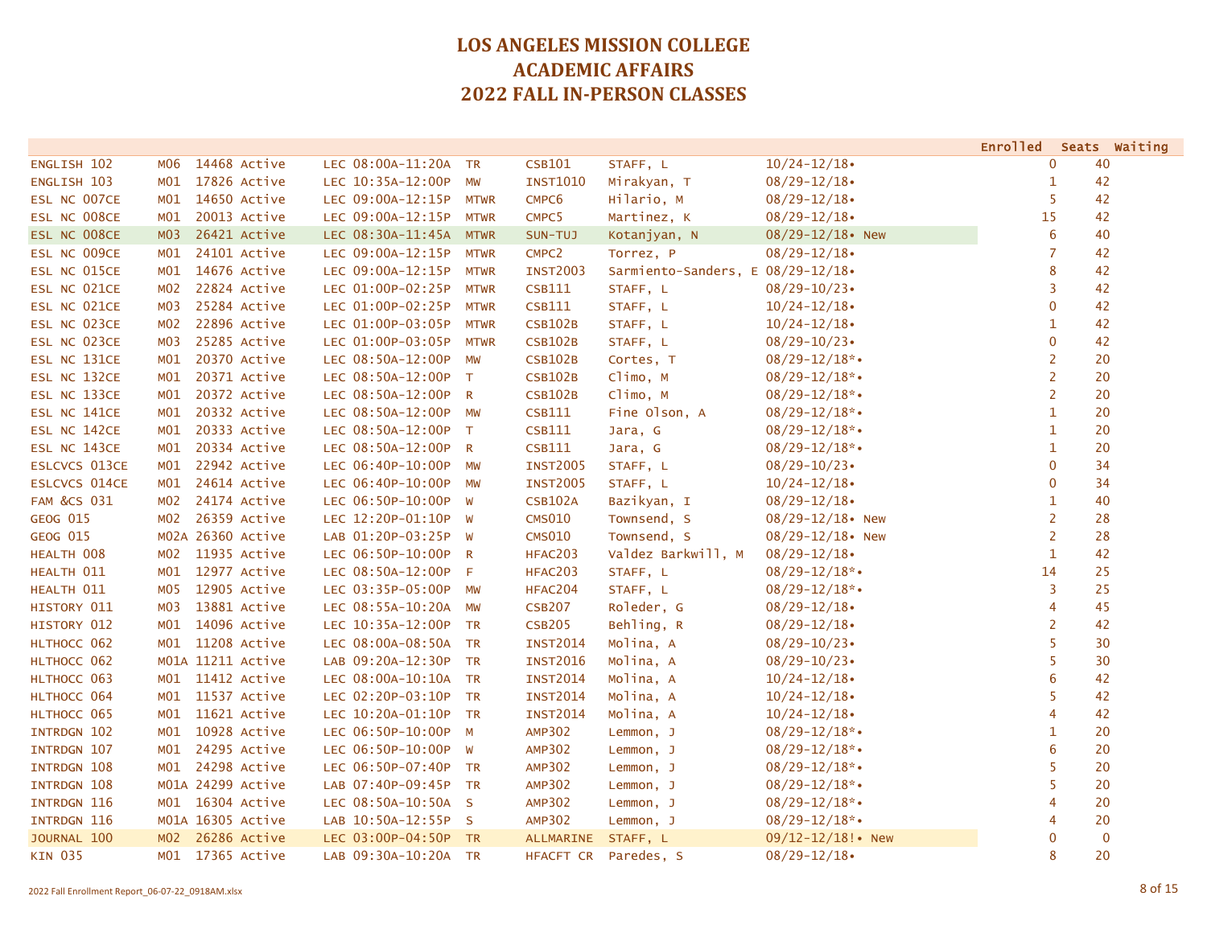# LOS ANGELES MISSION COLLEGE
# ACADEMIC AFFAIRS
# 2022 FALL IN-PERSON CLASSES

| Course | Section | Class # | Status | Type | Time | Days | Room | Instructor | Dates | Enrolled | Seats | Waiting |
|---|---|---|---|---|---|---|---|---|---|---|---|---|
| ENGLISH 102 | M06 | 14468 | Active | LEC | 08:00A-11:20A | TR | CSB101 | STAFF, L | 10/24-12/18• | 0 | 40 | |
| ENGLISH 103 | M01 | 17826 | Active | LEC | 10:35A-12:00P | MW | INST1010 | Mirakyan, T | 08/29-12/18• | 1 | 42 | |
| ESL NC 007CE | M01 | 14650 | Active | LEC | 09:00A-12:15P | MTWR | CMPC6 | Hilario, M | 08/29-12/18• | 5 | 42 | |
| ESL NC 008CE | M01 | 20013 | Active | LEC | 09:00A-12:15P | MTWR | CMPC5 | Martinez, K | 08/29-12/18• | 15 | 42 | |
| ESL NC 008CE | M03 | 26421 | Active | LEC | 08:30A-11:45A | MTWR | SUN-TUJ | Kotanjyan, N | 08/29-12/18• New | 6 | 40 | |
| ESL NC 009CE | M01 | 24101 | Active | LEC | 09:00A-12:15P | MTWR | CMPC2 | Torrez, P | 08/29-12/18• | 7 | 42 | |
| ESL NC 015CE | M01 | 14676 | Active | LEC | 09:00A-12:15P | MTWR | INST2003 | Sarmiento-Sanders, E | 08/29-12/18• | 8 | 42 | |
| ESL NC 021CE | M02 | 22824 | Active | LEC | 01:00P-02:25P | MTWR | CSB111 | STAFF, L | 08/29-10/23• | 3 | 42 | |
| ESL NC 021CE | M03 | 25284 | Active | LEC | 01:00P-02:25P | MTWR | CSB111 | STAFF, L | 10/24-12/18• | 0 | 42 | |
| ESL NC 023CE | M02 | 22896 | Active | LEC | 01:00P-03:05P | MTWR | CSB102B | STAFF, L | 10/24-12/18• | 1 | 42 | |
| ESL NC 023CE | M03 | 25285 | Active | LEC | 01:00P-03:05P | MTWR | CSB102B | STAFF, L | 08/29-10/23• | 0 | 42 | |
| ESL NC 131CE | M01 | 20370 | Active | LEC | 08:50A-12:00P | MW | CSB102B | Cortes, T | 08/29-12/18*• | 2 | 20 | |
| ESL NC 132CE | M01 | 20371 | Active | LEC | 08:50A-12:00P | T | CSB102B | Climo, M | 08/29-12/18*• | 2 | 20 | |
| ESL NC 133CE | M01 | 20372 | Active | LEC | 08:50A-12:00P | R | CSB102B | Climo, M | 08/29-12/18*• | 2 | 20 | |
| ESL NC 141CE | M01 | 20332 | Active | LEC | 08:50A-12:00P | MW | CSB111 | Fine Olson, A | 08/29-12/18*• | 1 | 20 | |
| ESL NC 142CE | M01 | 20333 | Active | LEC | 08:50A-12:00P | T | CSB111 | Jara, G | 08/29-12/18*• | 1 | 20 | |
| ESL NC 143CE | M01 | 20334 | Active | LEC | 08:50A-12:00P | R | CSB111 | Jara, G | 08/29-12/18*• | 1 | 20 | |
| ESLCVCS 013CE | M01 | 22942 | Active | LEC | 06:40P-10:00P | MW | INST2005 | STAFF, L | 08/29-10/23• | 0 | 34 | |
| ESLCVCS 014CE | M01 | 24614 | Active | LEC | 06:40P-10:00P | MW | INST2005 | STAFF, L | 10/24-12/18• | 0 | 34 | |
| FAM &CS 031 | M02 | 24174 | Active | LEC | 06:50P-10:00P | W | CSB102A | Bazikyan, I | 08/29-12/18• | 1 | 40 | |
| GEOG 015 | M02 | 26359 | Active | LEC | 12:20P-01:10P | W | CMS010 | Townsend, S | 08/29-12/18• New | 2 | 28 | |
| GEOG 015 | M02A | 26360 | Active | LAB | 01:20P-03:25P | W | CMS010 | Townsend, S | 08/29-12/18• New | 2 | 28 | |
| HEALTH 008 | M02 | 11935 | Active | LEC | 06:50P-10:00P | R | HFAC203 | Valdez Barkwill, M | 08/29-12/18• | 1 | 42 | |
| HEALTH 011 | M01 | 12977 | Active | LEC | 08:50A-12:00P | F | HFAC203 | STAFF, L | 08/29-12/18*• | 14 | 25 | |
| HEALTH 011 | M05 | 12905 | Active | LEC | 03:35P-05:00P | MW | HFAC204 | STAFF, L | 08/29-12/18*• | 3 | 25 | |
| HISTORY 011 | M03 | 13881 | Active | LEC | 08:55A-10:20A | MW | CSB207 | Roleder, G | 08/29-12/18• | 4 | 45 | |
| HISTORY 012 | M01 | 14096 | Active | LEC | 10:35A-12:00P | TR | CSB205 | Behling, R | 08/29-12/18• | 2 | 42 | |
| HLTHOCC 062 | M01 | 11208 | Active | LEC | 08:00A-08:50A | TR | INST2014 | Molina, A | 08/29-10/23• | 5 | 30 | |
| HLTHOCC 062 | M01A | 11211 | Active | LAB | 09:20A-12:30P | TR | INST2016 | Molina, A | 08/29-10/23• | 5 | 30 | |
| HLTHOCC 063 | M01 | 11412 | Active | LEC | 08:00A-10:10A | TR | INST2014 | Molina, A | 10/24-12/18• | 6 | 42 | |
| HLTHOCC 064 | M01 | 11537 | Active | LEC | 02:20P-03:10P | TR | INST2014 | Molina, A | 10/24-12/18• | 5 | 42 | |
| HLTHOCC 065 | M01 | 11621 | Active | LEC | 10:20A-01:10P | TR | INST2014 | Molina, A | 10/24-12/18• | 4 | 42 | |
| INTRDGN 102 | M01 | 10928 | Active | LEC | 06:50P-10:00P | M | AMP302 | Lemmon, J | 08/29-12/18*• | 1 | 20 | |
| INTRDGN 107 | M01 | 24295 | Active | LEC | 06:50P-10:00P | W | AMP302 | Lemmon, J | 08/29-12/18*• | 6 | 20 | |
| INTRDGN 108 | M01 | 24298 | Active | LEC | 06:50P-07:40P | TR | AMP302 | Lemmon, J | 08/29-12/18*• | 5 | 20 | |
| INTRDGN 108 | M01A | 24299 | Active | LAB | 07:40P-09:45P | TR | AMP302 | Lemmon, J | 08/29-12/18*• | 5 | 20 | |
| INTRDGN 116 | M01 | 16304 | Active | LEC | 08:50A-10:50A | S | AMP302 | Lemmon, J | 08/29-12/18*• | 4 | 20 | |
| INTRDGN 116 | M01A | 16305 | Active | LAB | 10:50A-12:55P | S | AMP302 | Lemmon, J | 08/29-12/18*• | 4 | 20 | |
| JOURNAL 100 | M02 | 26286 | Active | LEC | 03:00P-04:50P | TR | ALLMARINE | STAFF, L | 09/12-12/18!• New | 0 | 0 | |
| KIN 035 | M01 | 17365 | Active | LAB | 09:30A-10:20A | TR | HFACFT CR | Paredes, S | 08/29-12/18• | 8 | 20 | |

2022 Fall Enrollment Report_06-07-22_0918AM.xlsx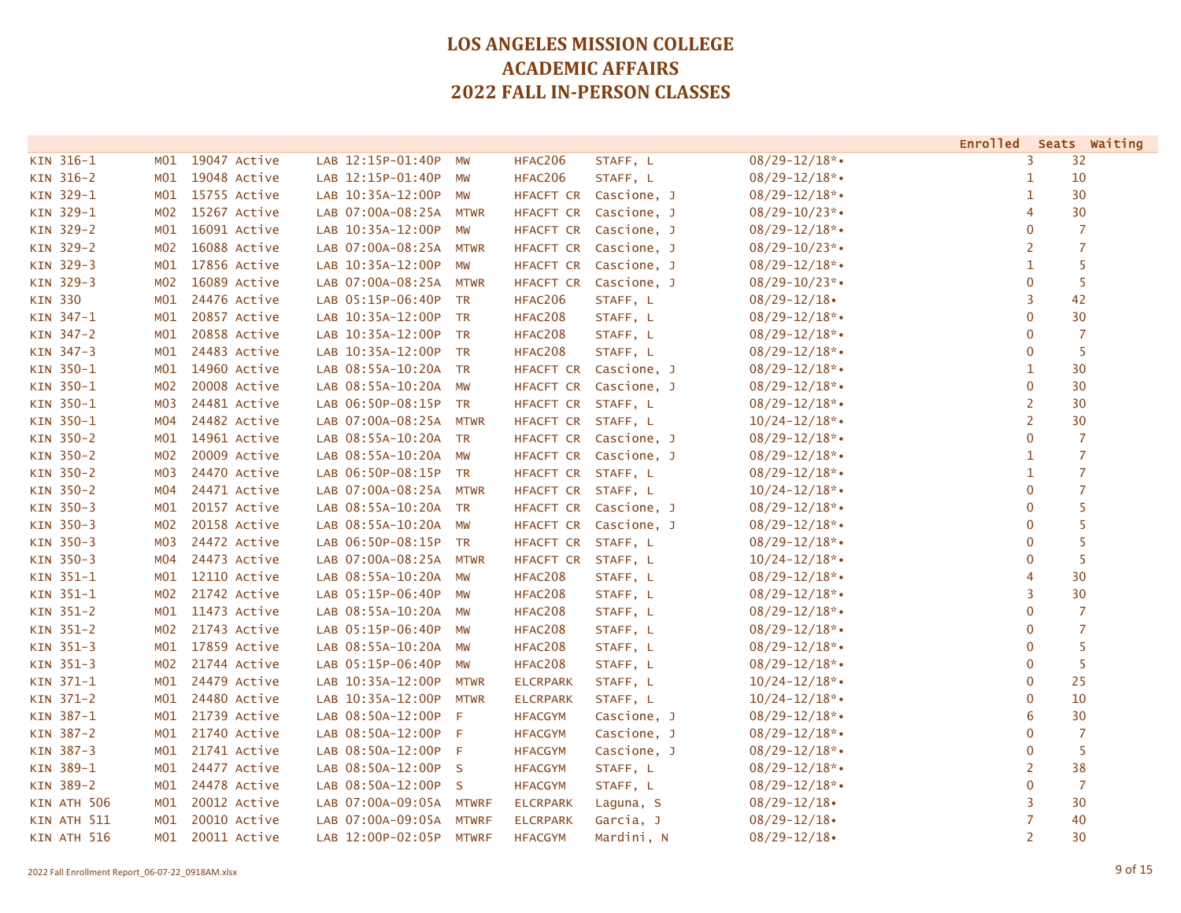# LOS ANGELES MISSION COLLEGE
# ACADEMIC AFFAIRS
# 2022 FALL IN-PERSON CLASSES

| Course | Section | Class # | Status | Type | Time | Days | Room | Instructor | Dates | Enrolled | Seats | Waiting |
|---|---|---|---|---|---|---|---|---|---|---|---|---|
| KIN 316-1 | M01 | 19047 | Active | LAB | 12:15P-01:40P | MW | HFAC206 | STAFF, L | 08/29-12/18*• | 3 | 32 | |
| KIN 316-2 | M01 | 19048 | Active | LAB | 12:15P-01:40P | MW | HFAC206 | STAFF, L | 08/29-12/18*• | 1 | 10 | |
| KIN 329-1 | M01 | 15755 | Active | LAB | 10:35A-12:00P | MW | HFACFT CR | Cascione, J | 08/29-12/18*• | 1 | 30 | |
| KIN 329-1 | M02 | 15267 | Active | LAB | 07:00A-08:25A | MTWR | HFACFT CR | Cascione, J | 08/29-10/23*• | 4 | 30 | |
| KIN 329-2 | M01 | 16091 | Active | LAB | 10:35A-12:00P | MW | HFACFT CR | Cascione, J | 08/29-12/18*• | 0 | 7 | |
| KIN 329-2 | M02 | 16088 | Active | LAB | 07:00A-08:25A | MTWR | HFACFT CR | Cascione, J | 08/29-10/23*• | 2 | 7 | |
| KIN 329-3 | M01 | 17856 | Active | LAB | 10:35A-12:00P | MW | HFACFT CR | Cascione, J | 08/29-12/18*• | 1 | 5 | |
| KIN 329-3 | M02 | 16089 | Active | LAB | 07:00A-08:25A | MTWR | HFACFT CR | Cascione, J | 08/29-10/23*• | 0 | 5 | |
| KIN 330 | M01 | 24476 | Active | LAB | 05:15P-06:40P | TR | HFAC206 | STAFF, L | 08/29-12/18• | 3 | 42 | |
| KIN 347-1 | M01 | 20857 | Active | LAB | 10:35A-12:00P | TR | HFAC208 | STAFF, L | 08/29-12/18*• | 0 | 30 | |
| KIN 347-2 | M01 | 20858 | Active | LAB | 10:35A-12:00P | TR | HFAC208 | STAFF, L | 08/29-12/18*• | 0 | 7 | |
| KIN 347-3 | M01 | 24483 | Active | LAB | 10:35A-12:00P | TR | HFAC208 | STAFF, L | 08/29-12/18*• | 0 | 5 | |
| KIN 350-1 | M01 | 14960 | Active | LAB | 08:55A-10:20A | TR | HFACFT CR | Cascione, J | 08/29-12/18*• | 1 | 30 | |
| KIN 350-1 | M02 | 20008 | Active | LAB | 08:55A-10:20A | MW | HFACFT CR | Cascione, J | 08/29-12/18*• | 0 | 30 | |
| KIN 350-1 | M03 | 24481 | Active | LAB | 06:50P-08:15P | TR | HFACFT CR | STAFF, L | 08/29-12/18*• | 2 | 30 | |
| KIN 350-1 | M04 | 24482 | Active | LAB | 07:00A-08:25A | MTWR | HFACFT CR | STAFF, L | 10/24-12/18*• | 2 | 30 | |
| KIN 350-2 | M01 | 14961 | Active | LAB | 08:55A-10:20A | TR | HFACFT CR | Cascione, J | 08/29-12/18*• | 0 | 7 | |
| KIN 350-2 | M02 | 20009 | Active | LAB | 08:55A-10:20A | MW | HFACFT CR | Cascione, J | 08/29-12/18*• | 1 | 7 | |
| KIN 350-2 | M03 | 24470 | Active | LAB | 06:50P-08:15P | TR | HFACFT CR | STAFF, L | 08/29-12/18*• | 1 | 7 | |
| KIN 350-2 | M04 | 24471 | Active | LAB | 07:00A-08:25A | MTWR | HFACFT CR | STAFF, L | 10/24-12/18*• | 0 | 7 | |
| KIN 350-3 | M01 | 20157 | Active | LAB | 08:55A-10:20A | TR | HFACFT CR | Cascione, J | 08/29-12/18*• | 0 | 5 | |
| KIN 350-3 | M02 | 20158 | Active | LAB | 08:55A-10:20A | MW | HFACFT CR | Cascione, J | 08/29-12/18*• | 0 | 5 | |
| KIN 350-3 | M03 | 24472 | Active | LAB | 06:50P-08:15P | TR | HFACFT CR | STAFF, L | 08/29-12/18*• | 0 | 5 | |
| KIN 350-3 | M04 | 24473 | Active | LAB | 07:00A-08:25A | MTWR | HFACFT CR | STAFF, L | 10/24-12/18*• | 0 | 5 | |
| KIN 351-1 | M01 | 12110 | Active | LAB | 08:55A-10:20A | MW | HFAC208 | STAFF, L | 08/29-12/18*• | 4 | 30 | |
| KIN 351-1 | M02 | 21742 | Active | LAB | 05:15P-06:40P | MW | HFAC208 | STAFF, L | 08/29-12/18*• | 3 | 30 | |
| KIN 351-2 | M01 | 11473 | Active | LAB | 08:55A-10:20A | MW | HFAC208 | STAFF, L | 08/29-12/18*• | 0 | 7 | |
| KIN 351-2 | M02 | 21743 | Active | LAB | 05:15P-06:40P | MW | HFAC208 | STAFF, L | 08/29-12/18*• | 0 | 7 | |
| KIN 351-3 | M01 | 17859 | Active | LAB | 08:55A-10:20A | MW | HFAC208 | STAFF, L | 08/29-12/18*• | 0 | 5 | |
| KIN 351-3 | M02 | 21744 | Active | LAB | 05:15P-06:40P | MW | HFAC208 | STAFF, L | 08/29-12/18*• | 0 | 5 | |
| KIN 371-1 | M01 | 24479 | Active | LAB | 10:35A-12:00P | MTWR | ELCRPARK | STAFF, L | 10/24-12/18*• | 0 | 25 | |
| KIN 371-2 | M01 | 24480 | Active | LAB | 10:35A-12:00P | MTWR | ELCRPARK | STAFF, L | 10/24-12/18*• | 0 | 10 | |
| KIN 387-1 | M01 | 21739 | Active | LAB | 08:50A-12:00P | F | HFACGYM | Cascione, J | 08/29-12/18*• | 6 | 30 | |
| KIN 387-2 | M01 | 21740 | Active | LAB | 08:50A-12:00P | F | HFACGYM | Cascione, J | 08/29-12/18*• | 0 | 7 | |
| KIN 387-3 | M01 | 21741 | Active | LAB | 08:50A-12:00P | F | HFACGYM | Cascione, J | 08/29-12/18*• | 0 | 5 | |
| KIN 389-1 | M01 | 24477 | Active | LAB | 08:50A-12:00P | S | HFACGYM | STAFF, L | 08/29-12/18*• | 2 | 38 | |
| KIN 389-2 | M01 | 24478 | Active | LAB | 08:50A-12:00P | S | HFACGYM | STAFF, L | 08/29-12/18*• | 0 | 7 | |
| KIN ATH 506 | M01 | 20012 | Active | LAB | 07:00A-09:05A | MTWRF | ELCRPARK | Laguna, S | 08/29-12/18• | 3 | 30 | |
| KIN ATH 511 | M01 | 20010 | Active | LAB | 07:00A-09:05A | MTWRF | ELCRPARK | Garcia, J | 08/29-12/18• | 7 | 40 | |
| KIN ATH 516 | M01 | 20011 | Active | LAB | 12:00P-02:05P | MTWRF | HFACGYM | Mardini, N | 08/29-12/18• | 2 | 30 | |

2022 Fall Enrollment Report_06-07-22_0918AM.xlsx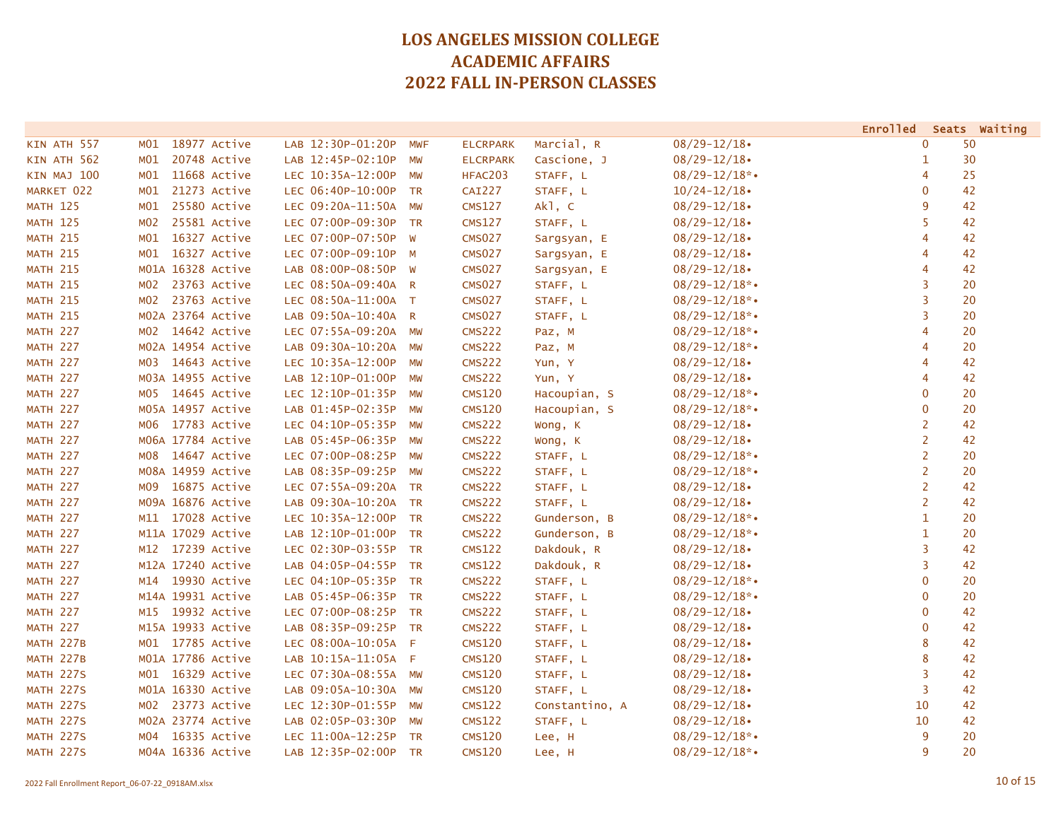# LOS ANGELES MISSION COLLEGE
# ACADEMIC AFFAIRS
# 2022 FALL IN-PERSON CLASSES

| | | | | | | | | | | | Enrolled | Seats | Waiting |
|---|---|---|---|---|---|---|---|---|---|---|---|---|---|
| KIN ATH 557 | M01 | 18977 | Active | LAB | 12:30P-01:20P | MWF | ELCRPARK | Marcial, R | 08/29-12/18• | | 0 | 50 | |
| KIN ATH 562 | M01 | 20748 | Active | LAB | 12:45P-02:10P | MW | ELCRPARK | Cascione, J | 08/29-12/18• | | 1 | 30 | |
| KIN MAJ 100 | M01 | 11668 | Active | LEC | 10:35A-12:00P | MW | HFAC203 | STAFF, L | 08/29-12/18*• | | 4 | 25 | |
| MARKET 022 | M01 | 21273 | Active | LEC | 06:40P-10:00P | TR | CAI227 | STAFF, L | 10/24-12/18• | | 0 | 42 | |
| MATH 125 | M01 | 25580 | Active | LEC | 09:20A-11:50A | MW | CMS127 | Akl, C | 08/29-12/18• | | 9 | 42 | |
| MATH 125 | M02 | 25581 | Active | LEC | 07:00P-09:30P | TR | CMS127 | STAFF, L | 08/29-12/18• | | 5 | 42 | |
| MATH 215 | M01 | 16327 | Active | LEC | 07:00P-07:50P | W | CMS027 | Sargsyan, E | 08/29-12/18• | | 4 | 42 | |
| MATH 215 | M01 | 16327 | Active | LEC | 07:00P-09:10P | M | CMS027 | Sargsyan, E | 08/29-12/18• | | 4 | 42 | |
| MATH 215 | M01A | 16328 | Active | LAB | 08:00P-08:50P | W | CMS027 | Sargsyan, E | 08/29-12/18• | | 4 | 42 | |
| MATH 215 | M02 | 23763 | Active | LEC | 08:50A-09:40A | R | CMS027 | STAFF, L | 08/29-12/18*• | | 3 | 20 | |
| MATH 215 | M02 | 23763 | Active | LEC | 08:50A-11:00A | T | CMS027 | STAFF, L | 08/29-12/18*• | | 3 | 20 | |
| MATH 215 | M02A | 23764 | Active | LAB | 09:50A-10:40A | R | CMS027 | STAFF, L | 08/29-12/18*• | | 3 | 20 | |
| MATH 227 | M02 | 14642 | Active | LEC | 07:55A-09:20A | MW | CMS222 | Paz, M | 08/29-12/18*• | | 4 | 20 | |
| MATH 227 | M02A | 14954 | Active | LAB | 09:30A-10:20A | MW | CMS222 | Paz, M | 08/29-12/18*• | | 4 | 20 | |
| MATH 227 | M03 | 14643 | Active | LEC | 10:35A-12:00P | MW | CMS222 | Yun, Y | 08/29-12/18• | | 4 | 42 | |
| MATH 227 | M03A | 14955 | Active | LAB | 12:10P-01:00P | MW | CMS222 | Yun, Y | 08/29-12/18• | | 4 | 42 | |
| MATH 227 | M05 | 14645 | Active | LEC | 12:10P-01:35P | MW | CMS120 | Hacoupian, S | 08/29-12/18*• | | 0 | 20 | |
| MATH 227 | M05A | 14957 | Active | LAB | 01:45P-02:35P | MW | CMS120 | Hacoupian, S | 08/29-12/18*• | | 0 | 20 | |
| MATH 227 | M06 | 17783 | Active | LEC | 04:10P-05:35P | MW | CMS222 | Wong, K | 08/29-12/18• | | 2 | 42 | |
| MATH 227 | M06A | 17784 | Active | LAB | 05:45P-06:35P | MW | CMS222 | Wong, K | 08/29-12/18• | | 2 | 42 | |
| MATH 227 | M08 | 14647 | Active | LEC | 07:00P-08:25P | MW | CMS222 | STAFF, L | 08/29-12/18*• | | 2 | 20 | |
| MATH 227 | M08A | 14959 | Active | LAB | 08:35P-09:25P | MW | CMS222 | STAFF, L | 08/29-12/18*• | | 2 | 20 | |
| MATH 227 | M09 | 16875 | Active | LEC | 07:55A-09:20A | TR | CMS222 | STAFF, L | 08/29-12/18• | | 2 | 42 | |
| MATH 227 | M09A | 16876 | Active | LAB | 09:30A-10:20A | TR | CMS222 | STAFF, L | 08/29-12/18• | | 2 | 42 | |
| MATH 227 | M11 | 17028 | Active | LEC | 10:35A-12:00P | TR | CMS222 | Gunderson, B | 08/29-12/18*• | | 1 | 20 | |
| MATH 227 | M11A | 17029 | Active | LAB | 12:10P-01:00P | TR | CMS222 | Gunderson, B | 08/29-12/18*• | | 1 | 20 | |
| MATH 227 | M12 | 17239 | Active | LEC | 02:30P-03:55P | TR | CMS122 | Dakdouk, R | 08/29-12/18• | | 3 | 42 | |
| MATH 227 | M12A | 17240 | Active | LAB | 04:05P-04:55P | TR | CMS122 | Dakdouk, R | 08/29-12/18• | | 3 | 42 | |
| MATH 227 | M14 | 19930 | Active | LEC | 04:10P-05:35P | TR | CMS222 | STAFF, L | 08/29-12/18*• | | 0 | 20 | |
| MATH 227 | M14A | 19931 | Active | LAB | 05:45P-06:35P | TR | CMS222 | STAFF, L | 08/29-12/18*• | | 0 | 20 | |
| MATH 227 | M15 | 19932 | Active | LEC | 07:00P-08:25P | TR | CMS222 | STAFF, L | 08/29-12/18• | | 0 | 42 | |
| MATH 227 | M15A | 19933 | Active | LAB | 08:35P-09:25P | TR | CMS222 | STAFF, L | 08/29-12/18• | | 0 | 42 | |
| MATH 227B | M01 | 17785 | Active | LEC | 08:00A-10:05A | F | CMS120 | STAFF, L | 08/29-12/18• | | 8 | 42 | |
| MATH 227B | M01A | 17786 | Active | LAB | 10:15A-11:05A | F | CMS120 | STAFF, L | 08/29-12/18• | | 8 | 42 | |
| MATH 227S | M01 | 16329 | Active | LEC | 07:30A-08:55A | MW | CMS120 | STAFF, L | 08/29-12/18• | | 3 | 42 | |
| MATH 227S | M01A | 16330 | Active | LAB | 09:05A-10:30A | MW | CMS120 | STAFF, L | 08/29-12/18• | | 3 | 42 | |
| MATH 227S | M02 | 23773 | Active | LEC | 12:30P-01:55P | MW | CMS122 | Constantino, A | 08/29-12/18• | | 10 | 42 | |
| MATH 227S | M02A | 23774 | Active | LAB | 02:05P-03:30P | MW | CMS122 | STAFF, L | 08/29-12/18• | | 10 | 42 | |
| MATH 227S | M04 | 16335 | Active | LEC | 11:00A-12:25P | TR | CMS120 | Lee, H | 08/29-12/18*• | | 9 | 20 | |
| MATH 227S | M04A | 16336 | Active | LAB | 12:35P-02:00P | TR | CMS120 | Lee, H | 08/29-12/18*• | | 9 | 20 | |

2022 Fall Enrollment Report_06-07-22_0918AM.xlsx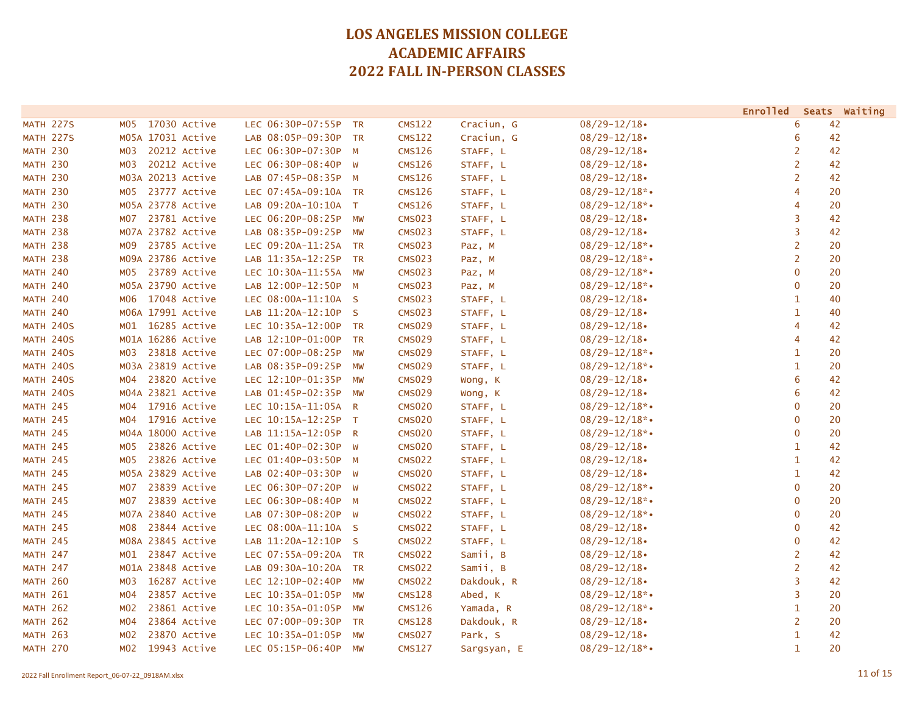# LOS ANGELES MISSION COLLEGE
# ACADEMIC AFFAIRS
# 2022 FALL IN-PERSON CLASSES

| Course | Section | Class # | Status | Type | Time | Days | Room | Instructor | Dates | Enrolled | Seats | Waiting |
|---|---|---|---|---|---|---|---|---|---|---|---|---|
| MATH 227S | M05 | 17030 | Active | LEC | 06:30P-07:55P | TR | CMS122 | Craciun, G | 08/29-12/18• | 6 | 42 | |
| MATH 227S | M05A | 17031 | Active | LAB | 08:05P-09:30P | TR | CMS122 | Craciun, G | 08/29-12/18• | 6 | 42 | |
| MATH 230 | M03 | 20212 | Active | LEC | 06:30P-07:30P | M | CMS126 | STAFF, L | 08/29-12/18• | 2 | 42 | |
| MATH 230 | M03 | 20212 | Active | LEC | 06:30P-08:40P | W | CMS126 | STAFF, L | 08/29-12/18• | 2 | 42 | |
| MATH 230 | M03A | 20213 | Active | LAB | 07:45P-08:35P | M | CMS126 | STAFF, L | 08/29-12/18• | 2 | 42 | |
| MATH 230 | M05 | 23777 | Active | LEC | 07:45A-09:10A | TR | CMS126 | STAFF, L | 08/29-12/18*• | 4 | 20 | |
| MATH 230 | M05A | 23778 | Active | LAB | 09:20A-10:10A | T | CMS126 | STAFF, L | 08/29-12/18*• | 4 | 20 | |
| MATH 238 | M07 | 23781 | Active | LEC | 06:20P-08:25P | MW | CMS023 | STAFF, L | 08/29-12/18• | 3 | 42 | |
| MATH 238 | M07A | 23782 | Active | LAB | 08:35P-09:25P | MW | CMS023 | STAFF, L | 08/29-12/18• | 3 | 42 | |
| MATH 238 | M09 | 23785 | Active | LEC | 09:20A-11:25A | TR | CMS023 | Paz, M | 08/29-12/18*• | 2 | 20 | |
| MATH 238 | M09A | 23786 | Active | LAB | 11:35A-12:25P | TR | CMS023 | Paz, M | 08/29-12/18*• | 2 | 20 | |
| MATH 240 | M05 | 23789 | Active | LEC | 10:30A-11:55A | MW | CMS023 | Paz, M | 08/29-12/18*• | 0 | 20 | |
| MATH 240 | M05A | 23790 | Active | LAB | 12:00P-12:50P | M | CMS023 | Paz, M | 08/29-12/18*• | 0 | 20 | |
| MATH 240 | M06 | 17048 | Active | LEC | 08:00A-11:10A | S | CMS023 | STAFF, L | 08/29-12/18• | 1 | 40 | |
| MATH 240 | M06A | 17991 | Active | LAB | 11:20A-12:10P | S | CMS023 | STAFF, L | 08/29-12/18• | 1 | 40 | |
| MATH 240S | M01 | 16285 | Active | LEC | 10:35A-12:00P | TR | CMS029 | STAFF, L | 08/29-12/18• | 4 | 42 | |
| MATH 240S | M01A | 16286 | Active | LAB | 12:10P-01:00P | TR | CMS029 | STAFF, L | 08/29-12/18• | 4 | 42 | |
| MATH 240S | M03 | 23818 | Active | LEC | 07:00P-08:25P | MW | CMS029 | STAFF, L | 08/29-12/18*• | 1 | 20 | |
| MATH 240S | M03A | 23819 | Active | LAB | 08:35P-09:25P | MW | CMS029 | STAFF, L | 08/29-12/18*• | 1 | 20 | |
| MATH 240S | M04 | 23820 | Active | LEC | 12:10P-01:35P | MW | CMS029 | Wong, K | 08/29-12/18• | 6 | 42 | |
| MATH 240S | M04A | 23821 | Active | LAB | 01:45P-02:35P | MW | CMS029 | Wong, K | 08/29-12/18• | 6 | 42 | |
| MATH 245 | M04 | 17916 | Active | LEC | 10:15A-11:05A | R | CMS020 | STAFF, L | 08/29-12/18*• | 0 | 20 | |
| MATH 245 | M04 | 17916 | Active | LEC | 10:15A-12:25P | T | CMS020 | STAFF, L | 08/29-12/18*• | 0 | 20 | |
| MATH 245 | M04A | 18000 | Active | LAB | 11:15A-12:05P | R | CMS020 | STAFF, L | 08/29-12/18*• | 0 | 20 | |
| MATH 245 | M05 | 23826 | Active | LEC | 01:40P-02:30P | W | CMS020 | STAFF, L | 08/29-12/18• | 1 | 42 | |
| MATH 245 | M05 | 23826 | Active | LEC | 01:40P-03:50P | M | CMS022 | STAFF, L | 08/29-12/18• | 1 | 42 | |
| MATH 245 | M05A | 23829 | Active | LAB | 02:40P-03:30P | W | CMS020 | STAFF, L | 08/29-12/18• | 1 | 42 | |
| MATH 245 | M07 | 23839 | Active | LEC | 06:30P-07:20P | W | CMS022 | STAFF, L | 08/29-12/18*• | 0 | 20 | |
| MATH 245 | M07 | 23839 | Active | LEC | 06:30P-08:40P | M | CMS022 | STAFF, L | 08/29-12/18*• | 0 | 20 | |
| MATH 245 | M07A | 23840 | Active | LAB | 07:30P-08:20P | W | CMS022 | STAFF, L | 08/29-12/18*• | 0 | 20 | |
| MATH 245 | M08 | 23844 | Active | LEC | 08:00A-11:10A | S | CMS022 | STAFF, L | 08/29-12/18• | 0 | 42 | |
| MATH 245 | M08A | 23845 | Active | LAB | 11:20A-12:10P | S | CMS022 | STAFF, L | 08/29-12/18• | 0 | 42 | |
| MATH 247 | M01 | 23847 | Active | LEC | 07:55A-09:20A | TR | CMS022 | Samii, B | 08/29-12/18• | 2 | 42 | |
| MATH 247 | M01A | 23848 | Active | LAB | 09:30A-10:20A | TR | CMS022 | Samii, B | 08/29-12/18• | 2 | 42 | |
| MATH 260 | M03 | 16287 | Active | LEC | 12:10P-02:40P | MW | CMS022 | Dakdouk, R | 08/29-12/18• | 3 | 42 | |
| MATH 261 | M04 | 23857 | Active | LEC | 10:35A-01:05P | MW | CMS128 | Abed, K | 08/29-12/18*• | 3 | 20 | |
| MATH 262 | M02 | 23861 | Active | LEC | 10:35A-01:05P | MW | CMS126 | Yamada, R | 08/29-12/18*• | 1 | 20 | |
| MATH 262 | M04 | 23864 | Active | LEC | 07:00P-09:30P | TR | CMS128 | Dakdouk, R | 08/29-12/18• | 2 | 20 | |
| MATH 263 | M02 | 23870 | Active | LEC | 10:35A-01:05P | MW | CMS027 | Park, S | 08/29-12/18• | 1 | 42 | |
| MATH 270 | M02 | 19943 | Active | LEC | 05:15P-06:40P | MW | CMS127 | Sargsyan, E | 08/29-12/18*• | 1 | 20 | |

2022 Fall Enrollment Report_06-07-22_0918AM.xlsx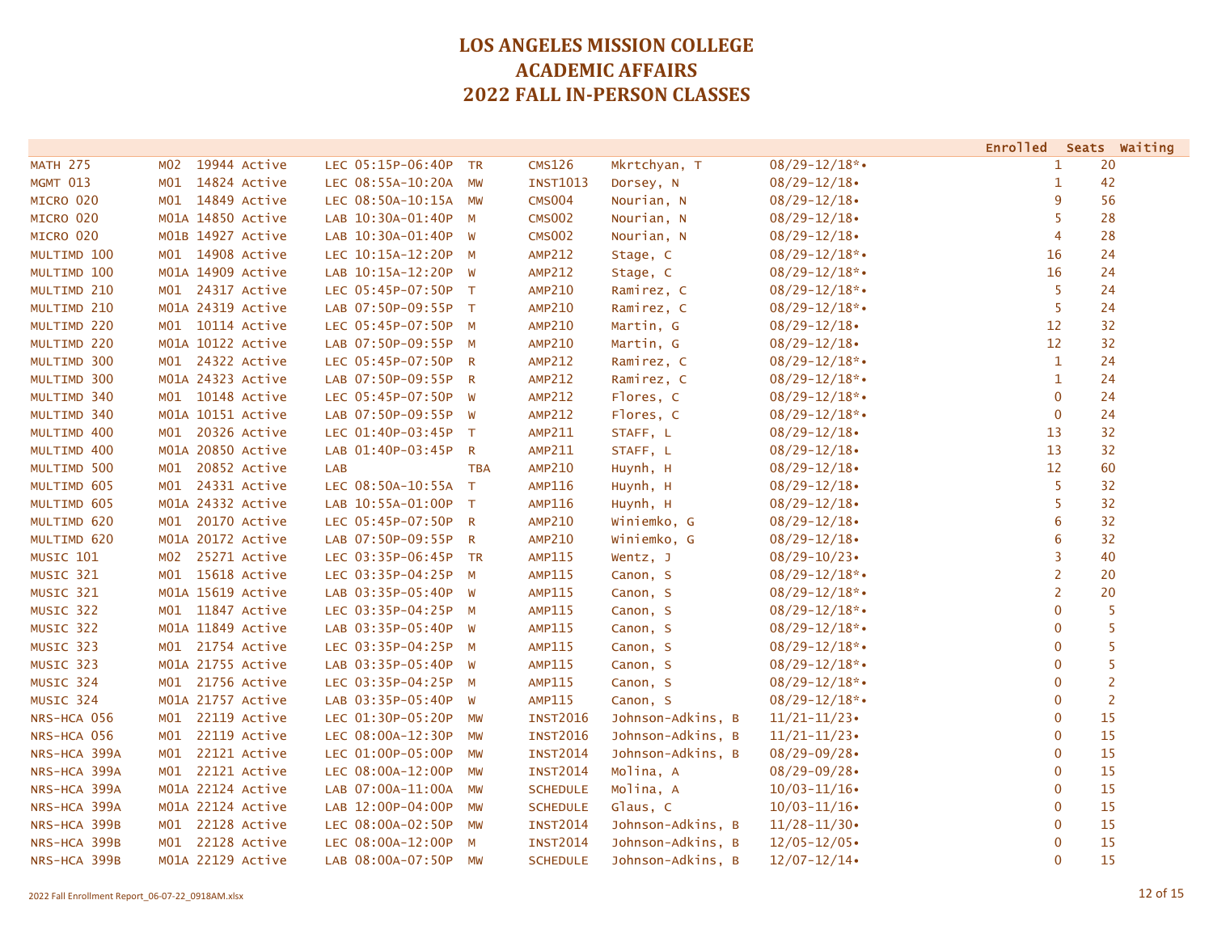# LOS ANGELES MISSION COLLEGE
# ACADEMIC AFFAIRS
# 2022 FALL IN-PERSON CLASSES

| Course | Section | Class # | Status | Type | Time | Days | Room | Instructor | Dates | Enrolled | Seats | Waiting |
|---|---|---|---|---|---|---|---|---|---|---|---|---|
| MATH 275 | M02 | 19944 | Active | LEC | 05:15P-06:40P | TR | CMS126 | Mkrtchyan, T | 08/29-12/18*• | 1 | 20 | |
| MGMT 013 | M01 | 14824 | Active | LEC | 08:55A-10:20A | MW | INST1013 | Dorsey, N | 08/29-12/18• | 1 | 42 | |
| MICRO 020 | M01 | 14849 | Active | LEC | 08:50A-10:15A | MW | CMS004 | Nourian, N | 08/29-12/18• | 9 | 56 | |
| MICRO 020 | M01A | 14850 | Active | LAB | 10:30A-01:40P | M | CMS002 | Nourian, N | 08/29-12/18• | 5 | 28 | |
| MICRO 020 | M01B | 14927 | Active | LAB | 10:30A-01:40P | W | CMS002 | Nourian, N | 08/29-12/18• | 4 | 28 | |
| MULTIMD 100 | M01 | 14908 | Active | LEC | 10:15A-12:20P | M | AMP212 | Stage, C | 08/29-12/18*• | 16 | 24 | |
| MULTIMD 100 | M01A | 14909 | Active | LAB | 10:15A-12:20P | W | AMP212 | Stage, C | 08/29-12/18*• | 16 | 24 | |
| MULTIMD 210 | M01 | 24317 | Active | LEC | 05:45P-07:50P | T | AMP210 | Ramirez, C | 08/29-12/18*• | 5 | 24 | |
| MULTIMD 210 | M01A | 24319 | Active | LAB | 07:50P-09:55P | T | AMP210 | Ramirez, C | 08/29-12/18*• | 5 | 24 | |
| MULTIMD 220 | M01 | 10114 | Active | LEC | 05:45P-07:50P | M | AMP210 | Martin, G | 08/29-12/18• | 12 | 32 | |
| MULTIMD 220 | M01A | 10122 | Active | LAB | 07:50P-09:55P | M | AMP210 | Martin, G | 08/29-12/18• | 12 | 32 | |
| MULTIMD 300 | M01 | 24322 | Active | LEC | 05:45P-07:50P | R | AMP212 | Ramirez, C | 08/29-12/18*• | 1 | 24 | |
| MULTIMD 300 | M01A | 24323 | Active | LAB | 07:50P-09:55P | R | AMP212 | Ramirez, C | 08/29-12/18*• | 1 | 24 | |
| MULTIMD 340 | M01 | 10148 | Active | LEC | 05:45P-07:50P | W | AMP212 | Flores, C | 08/29-12/18*• | 0 | 24 | |
| MULTIMD 340 | M01A | 10151 | Active | LAB | 07:50P-09:55P | W | AMP212 | Flores, C | 08/29-12/18*• | 0 | 24 | |
| MULTIMD 400 | M01 | 20326 | Active | LEC | 01:40P-03:45P | T | AMP211 | STAFF, L | 08/29-12/18• | 13 | 32 | |
| MULTIMD 400 | M01A | 20850 | Active | LAB | 01:40P-03:45P | R | AMP211 | STAFF, L | 08/29-12/18• | 13 | 32 | |
| MULTIMD 500 | M01 | 20852 | Active | LAB | | TBA | AMP210 | Huynh, H | 08/29-12/18• | 12 | 60 | |
| MULTIMD 605 | M01 | 24331 | Active | LEC | 08:50A-10:55A | T | AMP116 | Huynh, H | 08/29-12/18• | 5 | 32 | |
| MULTIMD 605 | M01A | 24332 | Active | LAB | 10:55A-01:00P | T | AMP116 | Huynh, H | 08/29-12/18• | 5 | 32 | |
| MULTIMD 620 | M01 | 20170 | Active | LEC | 05:45P-07:50P | R | AMP210 | Winiemko, G | 08/29-12/18• | 6 | 32 | |
| MULTIMD 620 | M01A | 20172 | Active | LAB | 07:50P-09:55P | R | AMP210 | Winiemko, G | 08/29-12/18• | 6 | 32 | |
| MUSIC 101 | M02 | 25271 | Active | LEC | 03:35P-06:45P | TR | AMP115 | Wentz, J | 08/29-10/23• | 3 | 40 | |
| MUSIC 321 | M01 | 15618 | Active | LEC | 03:35P-04:25P | M | AMP115 | Canon, S | 08/29-12/18*• | 2 | 20 | |
| MUSIC 321 | M01A | 15619 | Active | LAB | 03:35P-05:40P | W | AMP115 | Canon, S | 08/29-12/18*• | 2 | 20 | |
| MUSIC 322 | M01 | 11847 | Active | LEC | 03:35P-04:25P | M | AMP115 | Canon, S | 08/29-12/18*• | 0 | 5 | |
| MUSIC 322 | M01A | 11849 | Active | LAB | 03:35P-05:40P | W | AMP115 | Canon, S | 08/29-12/18*• | 0 | 5 | |
| MUSIC 323 | M01 | 21754 | Active | LEC | 03:35P-04:25P | M | AMP115 | Canon, S | 08/29-12/18*• | 0 | 5 | |
| MUSIC 323 | M01A | 21755 | Active | LAB | 03:35P-05:40P | W | AMP115 | Canon, S | 08/29-12/18*• | 0 | 5 | |
| MUSIC 324 | M01 | 21756 | Active | LEC | 03:35P-04:25P | M | AMP115 | Canon, S | 08/29-12/18*• | 0 | 2 | |
| MUSIC 324 | M01A | 21757 | Active | LAB | 03:35P-05:40P | W | AMP115 | Canon, S | 08/29-12/18*• | 0 | 2 | |
| NRS-HCA 056 | M01 | 22119 | Active | LEC | 01:30P-05:20P | MW | INST2016 | Johnson-Adkins, B | 11/21-11/23• | 0 | 15 | |
| NRS-HCA 056 | M01 | 22119 | Active | LEC | 08:00A-12:30P | MW | INST2016 | Johnson-Adkins, B | 11/21-11/23• | 0 | 15 | |
| NRS-HCA 399A | M01 | 22121 | Active | LEC | 01:00P-05:00P | MW | INST2014 | Johnson-Adkins, B | 08/29-09/28• | 0 | 15 | |
| NRS-HCA 399A | M01 | 22121 | Active | LEC | 08:00A-12:00P | MW | INST2014 | Molina, A | 08/29-09/28• | 0 | 15 | |
| NRS-HCA 399A | M01A | 22124 | Active | LAB | 07:00A-11:00A | MW | SCHEDULE | Molina, A | 10/03-11/16• | 0 | 15 | |
| NRS-HCA 399A | M01A | 22124 | Active | LAB | 12:00P-04:00P | MW | SCHEDULE | Glaus, C | 10/03-11/16• | 0 | 15 | |
| NRS-HCA 399B | M01 | 22128 | Active | LEC | 08:00A-02:50P | MW | INST2014 | Johnson-Adkins, B | 11/28-11/30• | 0 | 15 | |
| NRS-HCA 399B | M01 | 22128 | Active | LEC | 08:00A-12:00P | M | INST2014 | Johnson-Adkins, B | 12/05-12/05• | 0 | 15 | |
| NRS-HCA 399B | M01A | 22129 | Active | LAB | 08:00A-07:50P | MW | SCHEDULE | Johnson-Adkins, B | 12/07-12/14• | 0 | 15 | |

2022 Fall Enrollment Report_06-07-22_0918AM.xlsx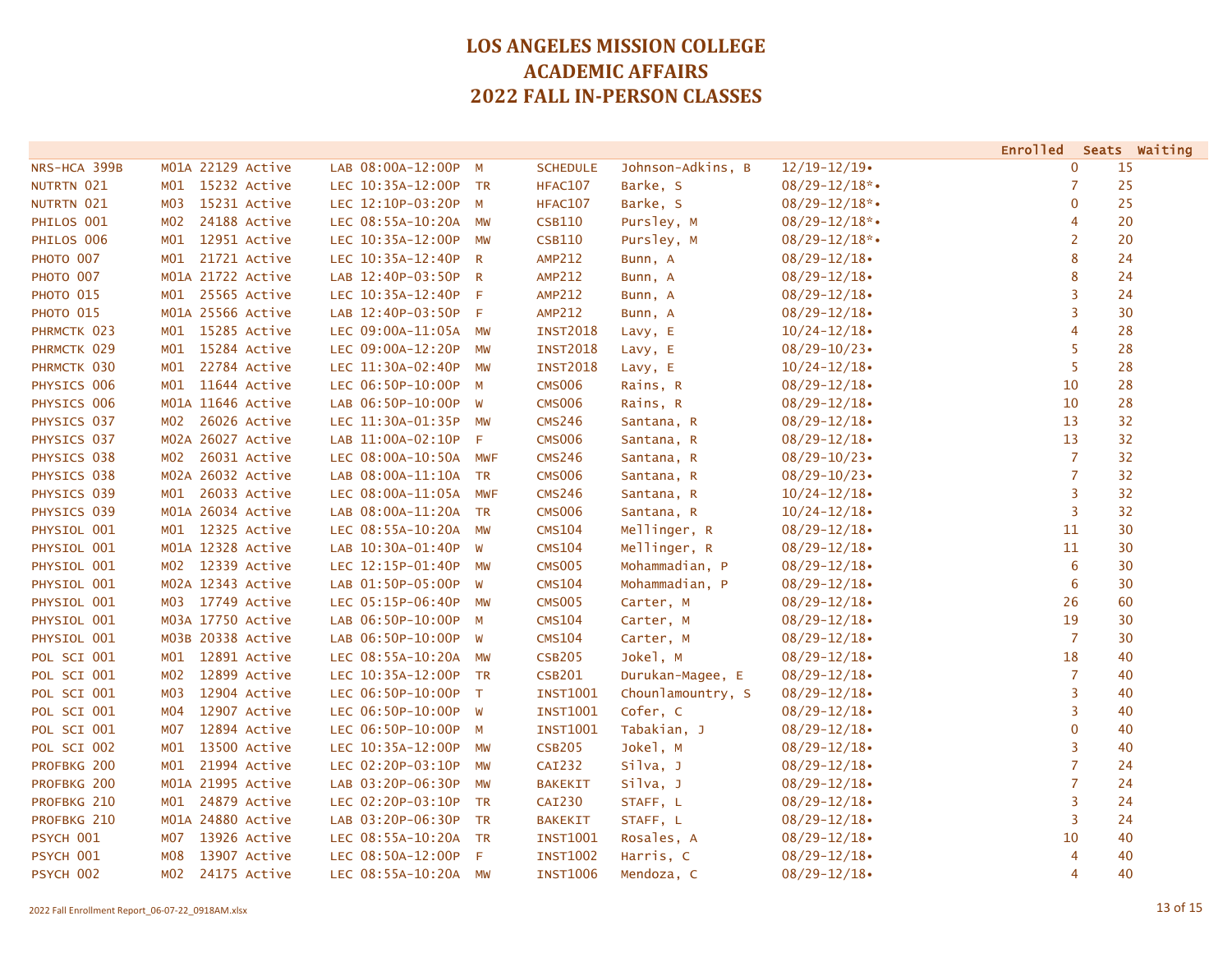# LOS ANGELES MISSION COLLEGE
# ACADEMIC AFFAIRS
# 2022 FALL IN-PERSON CLASSES

| Course | Section | Class # | Status | Type | Time | Days | Room | Instructor | Dates | Enrolled | Seats | Waiting |
|---|---|---|---|---|---|---|---|---|---|---|---|---|
| NRS-HCA 399B | M01A | 22129 | Active | LAB | 08:00A-12:00P | M | SCHEDULE | Johnson-Adkins, B | 12/19-12/19• | 0 | 15 | |
| NUTRTN 021 | M01 | 15232 | Active | LEC | 10:35A-12:00P | TR | HFAC107 | Barke, S | 08/29-12/18*• | 7 | 25 | |
| NUTRTN 021 | M03 | 15231 | Active | LEC | 12:10P-03:20P | M | HFAC107 | Barke, S | 08/29-12/18*• | 0 | 25 | |
| PHILOS 001 | M02 | 24188 | Active | LEC | 08:55A-10:20A | MW | CSB110 | Pursley, M | 08/29-12/18*• | 4 | 20 | |
| PHILOS 006 | M01 | 12951 | Active | LEC | 10:35A-12:00P | MW | CSB110 | Pursley, M | 08/29-12/18*• | 2 | 20 | |
| PHOTO 007 | M01 | 21721 | Active | LEC | 10:35A-12:40P | R | AMP212 | Bunn, A | 08/29-12/18• | 8 | 24 | |
| PHOTO 007 | M01A | 21722 | Active | LAB | 12:40P-03:50P | R | AMP212 | Bunn, A | 08/29-12/18• | 8 | 24 | |
| PHOTO 015 | M01 | 25565 | Active | LEC | 10:35A-12:40P | F | AMP212 | Bunn, A | 08/29-12/18• | 3 | 24 | |
| PHOTO 015 | M01A | 25566 | Active | LAB | 12:40P-03:50P | F | AMP212 | Bunn, A | 08/29-12/18• | 3 | 30 | |
| PHRMCTK 023 | M01 | 15285 | Active | LEC | 09:00A-11:05A | MW | INST2018 | Lavy, E | 10/24-12/18• | 4 | 28 | |
| PHRMCTK 029 | M01 | 15284 | Active | LEC | 09:00A-12:20P | MW | INST2018 | Lavy, E | 08/29-10/23• | 5 | 28 | |
| PHRMCTK 030 | M01 | 22784 | Active | LEC | 11:30A-02:40P | MW | INST2018 | Lavy, E | 10/24-12/18• | 5 | 28 | |
| PHYSICS 006 | M01 | 11644 | Active | LEC | 06:50P-10:00P | M | CMS006 | Rains, R | 08/29-12/18• | 10 | 28 | |
| PHYSICS 006 | M01A | 11646 | Active | LAB | 06:50P-10:00P | W | CMS006 | Rains, R | 08/29-12/18• | 10 | 28 | |
| PHYSICS 037 | M02 | 26026 | Active | LEC | 11:30A-01:35P | MW | CMS246 | Santana, R | 08/29-12/18• | 13 | 32 | |
| PHYSICS 037 | M02A | 26027 | Active | LAB | 11:00A-02:10P | F | CMS006 | Santana, R | 08/29-12/18• | 13 | 32 | |
| PHYSICS 038 | M02 | 26031 | Active | LEC | 08:00A-10:50A | MWF | CMS246 | Santana, R | 08/29-10/23• | 7 | 32 | |
| PHYSICS 038 | M02A | 26032 | Active | LAB | 08:00A-11:10A | TR | CMS006 | Santana, R | 08/29-10/23• | 7 | 32 | |
| PHYSICS 039 | M01 | 26033 | Active | LEC | 08:00A-11:05A | MWF | CMS246 | Santana, R | 10/24-12/18• | 3 | 32 | |
| PHYSICS 039 | M01A | 26034 | Active | LAB | 08:00A-11:20A | TR | CMS006 | Santana, R | 10/24-12/18• | 3 | 32 | |
| PHYSIOL 001 | M01 | 12325 | Active | LEC | 08:55A-10:20A | MW | CMS104 | Mellinger, R | 08/29-12/18• | 11 | 30 | |
| PHYSIOL 001 | M01A | 12328 | Active | LAB | 10:30A-01:40P | W | CMS104 | Mellinger, R | 08/29-12/18• | 11 | 30 | |
| PHYSIOL 001 | M02 | 12339 | Active | LEC | 12:15P-01:40P | MW | CMS005 | Mohammadian, P | 08/29-12/18• | 6 | 30 | |
| PHYSIOL 001 | M02A | 12343 | Active | LAB | 01:50P-05:00P | W | CMS104 | Mohammadian, P | 08/29-12/18• | 6 | 30 | |
| PHYSIOL 001 | M03 | 17749 | Active | LEC | 05:15P-06:40P | MW | CMS005 | Carter, M | 08/29-12/18• | 26 | 60 | |
| PHYSIOL 001 | M03A | 17750 | Active | LAB | 06:50P-10:00P | M | CMS104 | Carter, M | 08/29-12/18• | 19 | 30 | |
| PHYSIOL 001 | M03B | 20338 | Active | LAB | 06:50P-10:00P | W | CMS104 | Carter, M | 08/29-12/18• | 7 | 30 | |
| POL SCI 001 | M01 | 12891 | Active | LEC | 08:55A-10:20A | MW | CSB205 | Jokel, M | 08/29-12/18• | 18 | 40 | |
| POL SCI 001 | M02 | 12899 | Active | LEC | 10:35A-12:00P | TR | CSB201 | Durukan-Magee, E | 08/29-12/18• | 7 | 40 | |
| POL SCI 001 | M03 | 12904 | Active | LEC | 06:50P-10:00P | T | INST1001 | Chounlamountry, S | 08/29-12/18• | 3 | 40 | |
| POL SCI 001 | M04 | 12907 | Active | LEC | 06:50P-10:00P | W | INST1001 | Cofer, C | 08/29-12/18• | 3 | 40 | |
| POL SCI 001 | M07 | 12894 | Active | LEC | 06:50P-10:00P | M | INST1001 | Tabakian, J | 08/29-12/18• | 0 | 40 | |
| POL SCI 002 | M01 | 13500 | Active | LEC | 10:35A-12:00P | MW | CSB205 | Jokel, M | 08/29-12/18• | 3 | 40 | |
| PROFBKG 200 | M01 | 21994 | Active | LEC | 02:20P-03:10P | MW | CAI232 | Silva, J | 08/29-12/18• | 7 | 24 | |
| PROFBKG 200 | M01A | 21995 | Active | LAB | 03:20P-06:30P | MW | BAKEKIT | Silva, J | 08/29-12/18• | 7 | 24 | |
| PROFBKG 210 | M01 | 24879 | Active | LEC | 02:20P-03:10P | TR | CAI230 | STAFF, L | 08/29-12/18• | 3 | 24 | |
| PROFBKG 210 | M01A | 24880 | Active | LAB | 03:20P-06:30P | TR | BAKEKIT | STAFF, L | 08/29-12/18• | 3 | 24 | |
| PSYCH 001 | M07 | 13926 | Active | LEC | 08:55A-10:20A | TR | INST1001 | Rosales, A | 08/29-12/18• | 10 | 40 | |
| PSYCH 001 | M08 | 13907 | Active | LEC | 08:50A-12:00P | F | INST1002 | Harris, C | 08/29-12/18• | 4 | 40 | |
| PSYCH 002 | M02 | 24175 | Active | LEC | 08:55A-10:20A | MW | INST1006 | Mendoza, C | 08/29-12/18• | 4 | 40 | |

2022 Fall Enrollment Report_06-07-22_0918AM.xlsx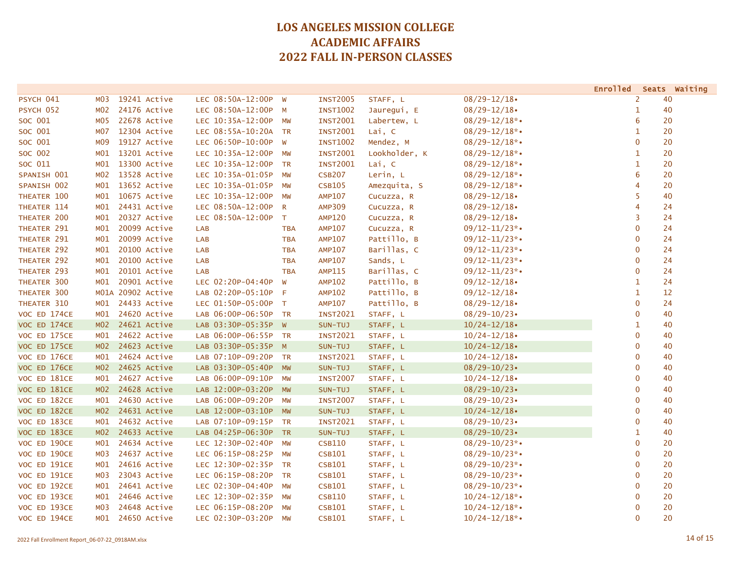# LOS ANGELES MISSION COLLEGE
# ACADEMIC AFFAIRS
# 2022 FALL IN-PERSON CLASSES

| Course | Section | Class # | Status | Type | Time | Days | Room | Instructor | Dates | Enrolled | Seats | Waiting |
|---|---|---|---|---|---|---|---|---|---|---|---|---|
| PSYCH 041 | M03 | 19241 | Active | LEC | 08:50A-12:00P | W | INST2005 | STAFF, L | 08/29-12/18• | 2 | 40 | |
| PSYCH 052 | M02 | 24176 | Active | LEC | 08:50A-12:00P | M | INST1002 | Jauregui, E | 08/29-12/18• | 1 | 40 | |
| SOC 001 | M05 | 22678 | Active | LEC | 10:35A-12:00P | MW | INST2001 | Labertew, L | 08/29-12/18*• | 6 | 20 | |
| SOC 001 | M07 | 12304 | Active | LEC | 08:55A-10:20A | TR | INST2001 | Lai, C | 08/29-12/18*• | 1 | 20 | |
| SOC 001 | M09 | 19127 | Active | LEC | 06:50P-10:00P | W | INST1002 | Mendez, M | 08/29-12/18*• | 0 | 20 | |
| SOC 002 | M01 | 13201 | Active | LEC | 10:35A-12:00P | MW | INST2001 | Lookholder, K | 08/29-12/18*• | 1 | 20 | |
| SOC 011 | M01 | 13300 | Active | LEC | 10:35A-12:00P | TR | INST2001 | Lai, C | 08/29-12/18*• | 1 | 20 | |
| SPANISH 001 | M02 | 13528 | Active | LEC | 10:35A-01:05P | MW | CSB207 | Lerin, L | 08/29-12/18*• | 6 | 20 | |
| SPANISH 002 | M01 | 13652 | Active | LEC | 10:35A-01:05P | MW | CSB105 | Amezquita, S | 08/29-12/18*• | 4 | 20 | |
| THEATER 100 | M01 | 10675 | Active | LEC | 10:35A-12:00P | MW | AMP107 | Cucuzza, R | 08/29-12/18• | 5 | 40 | |
| THEATER 114 | M01 | 24431 | Active | LEC | 08:50A-12:00P | R | AMP309 | Cucuzza, R | 08/29-12/18• | 4 | 24 | |
| THEATER 200 | M01 | 20327 | Active | LEC | 08:50A-12:00P | T | AMP120 | Cucuzza, R | 08/29-12/18• | 3 | 24 | |
| THEATER 291 | M01 | 20099 | Active | LAB | | TBA | AMP107 | Cucuzza, R | 09/12-11/23*• | 0 | 24 | |
| THEATER 291 | M01 | 20099 | Active | LAB | | TBA | AMP107 | Pattillo, B | 09/12-11/23*• | 0 | 24 | |
| THEATER 292 | M01 | 20100 | Active | LAB | | TBA | AMP107 | Barillas, C | 09/12-11/23*• | 0 | 24 | |
| THEATER 292 | M01 | 20100 | Active | LAB | | TBA | AMP107 | Sands, L | 09/12-11/23*• | 0 | 24 | |
| THEATER 293 | M01 | 20101 | Active | LAB | | TBA | AMP115 | Barillas, C | 09/12-11/23*• | 0 | 24 | |
| THEATER 300 | M01 | 20901 | Active | LEC | 02:20P-04:40P | W | AMP102 | Pattillo, B | 09/12-12/18• | 1 | 24 | |
| THEATER 300 | M01A | 20902 | Active | LAB | 02:20P-05:10P | F | AMP102 | Pattillo, B | 09/12-12/18• | 1 | 12 | |
| THEATER 310 | M01 | 24433 | Active | LEC | 01:50P-05:00P | T | AMP107 | Pattillo, B | 08/29-12/18• | 0 | 24 | |
| VOC ED 174CE | M01 | 24620 | Active | LAB | 06:00P-06:50P | TR | INST2021 | STAFF, L | 08/29-10/23• | 0 | 40 | |
| VOC ED 174CE | M02 | 24621 | Active | LAB | 03:30P-05:35P | W | SUN-TUJ | STAFF, L | 10/24-12/18• | 1 | 40 | |
| VOC ED 175CE | M01 | 24622 | Active | LAB | 06:00P-06:55P | TR | INST2021 | STAFF, L | 10/24-12/18• | 0 | 40 | |
| VOC ED 175CE | M02 | 24623 | Active | LAB | 03:30P-05:35P | M | SUN-TUJ | STAFF, L | 10/24-12/18• | 0 | 40 | |
| VOC ED 176CE | M01 | 24624 | Active | LAB | 07:10P-09:20P | TR | INST2021 | STAFF, L | 10/24-12/18• | 0 | 40 | |
| VOC ED 176CE | M02 | 24625 | Active | LAB | 03:30P-05:40P | MW | SUN-TUJ | STAFF, L | 08/29-10/23• | 0 | 40 | |
| VOC ED 181CE | M01 | 24627 | Active | LAB | 06:00P-09:10P | MW | INST2007 | STAFF, L | 10/24-12/18• | 0 | 40 | |
| VOC ED 181CE | M02 | 24628 | Active | LAB | 12:00P-03:20P | MW | SUN-TUJ | STAFF, L | 08/29-10/23• | 0 | 40 | |
| VOC ED 182CE | M01 | 24630 | Active | LAB | 06:00P-09:20P | MW | INST2007 | STAFF, L | 08/29-10/23• | 0 | 40 | |
| VOC ED 182CE | M02 | 24631 | Active | LAB | 12:00P-03:10P | MW | SUN-TUJ | STAFF, L | 10/24-12/18• | 0 | 40 | |
| VOC ED 183CE | M01 | 24632 | Active | LAB | 07:10P-09:15P | TR | INST2021 | STAFF, L | 08/29-10/23• | 0 | 40 | |
| VOC ED 183CE | M02 | 24633 | Active | LAB | 04:25P-06:30P | TR | SUN-TUJ | STAFF, L | 08/29-10/23• | 1 | 40 | |
| VOC ED 190CE | M01 | 24634 | Active | LEC | 12:30P-02:40P | MW | CSB110 | STAFF, L | 08/29-10/23*• | 0 | 20 | |
| VOC ED 190CE | M03 | 24637 | Active | LEC | 06:15P-08:25P | MW | CSB101 | STAFF, L | 08/29-10/23*• | 0 | 20 | |
| VOC ED 191CE | M01 | 24616 | Active | LEC | 12:30P-02:35P | TR | CSB101 | STAFF, L | 08/29-10/23*• | 0 | 20 | |
| VOC ED 191CE | M03 | 23043 | Active | LEC | 06:15P-08:20P | TR | CSB101 | STAFF, L | 08/29-10/23*• | 0 | 20 | |
| VOC ED 192CE | M01 | 24641 | Active | LEC | 02:30P-04:40P | MW | CSB101 | STAFF, L | 08/29-10/23*• | 0 | 20 | |
| VOC ED 193CE | M01 | 24646 | Active | LEC | 12:30P-02:35P | MW | CSB110 | STAFF, L | 10/24-12/18*• | 0 | 20 | |
| VOC ED 193CE | M03 | 24648 | Active | LEC | 06:15P-08:20P | MW | CSB101 | STAFF, L | 10/24-12/18*• | 0 | 20 | |
| VOC ED 194CE | M01 | 24650 | Active | LEC | 02:30P-03:20P | MW | CSB101 | STAFF, L | 10/24-12/18*• | 0 | 20 | |

2022 Fall Enrollment Report_06-07-22_0918AM.xlsx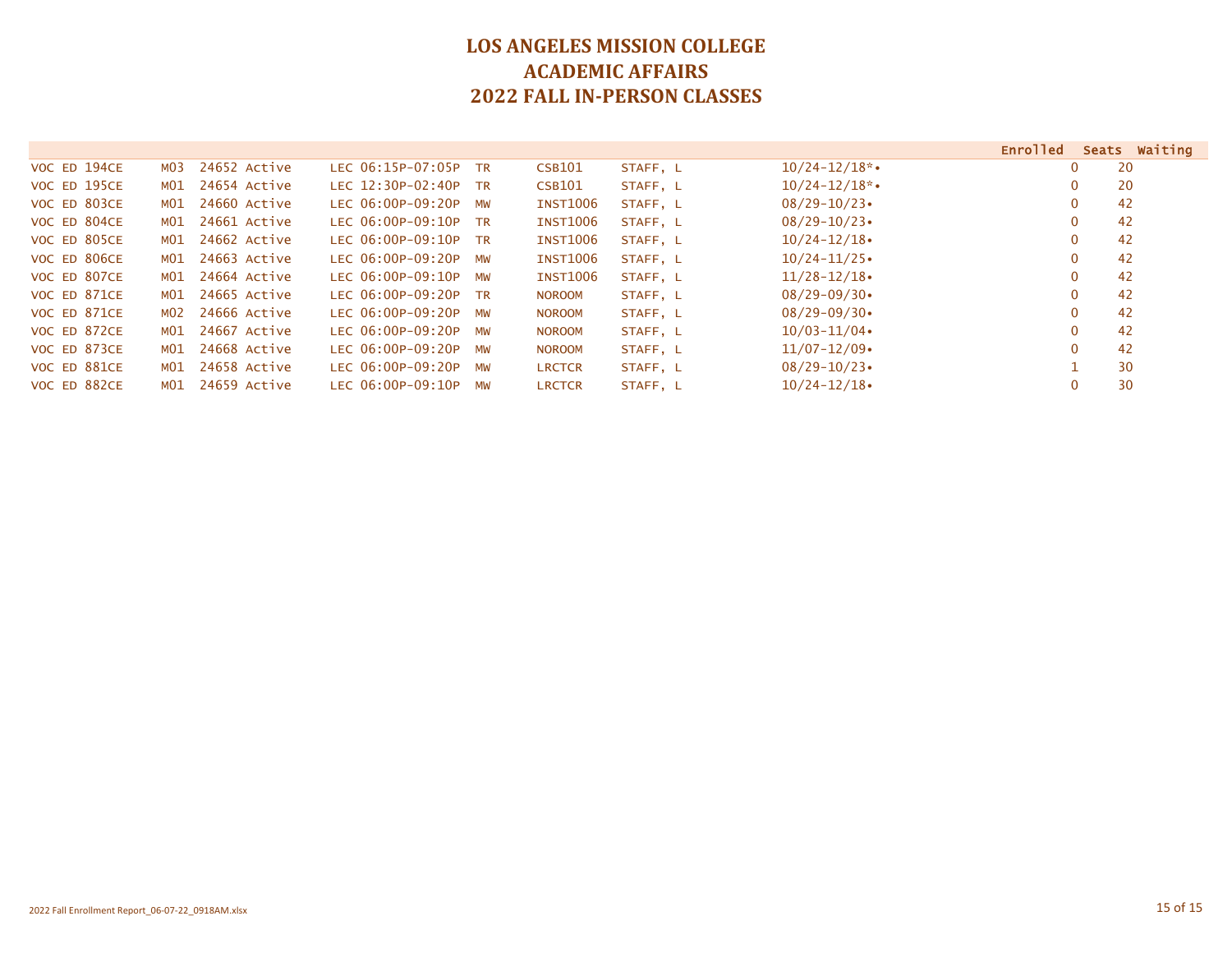# LOS ANGELES MISSION COLLEGE
# ACADEMIC AFFAIRS
# 2022 FALL IN-PERSON CLASSES

| | | | | | | | | | | | | | |
|---|---|---|---|---|---|---|---|---|---|---|---|---|---|
| | | | | | | | | | | | Enrolled | Seats | Waiting |
| VOC ED 194CE | M03 | 24652 | Active | LEC | 06:15P-07:05P | TR | CSB101 | STAFF, L | 10/24-12/18*• | | 0 | 20 | |
| VOC ED 195CE | M01 | 24654 | Active | LEC | 12:30P-02:40P | TR | CSB101 | STAFF, L | 10/24-12/18*• | | 0 | 20 | |
| VOC ED 803CE | M01 | 24660 | Active | LEC | 06:00P-09:20P | MW | INST1006 | STAFF, L | 08/29-10/23• | | 0 | 42 | |
| VOC ED 804CE | M01 | 24661 | Active | LEC | 06:00P-09:10P | TR | INST1006 | STAFF, L | 08/29-10/23• | | 0 | 42 | |
| VOC ED 805CE | M01 | 24662 | Active | LEC | 06:00P-09:10P | TR | INST1006 | STAFF, L | 10/24-12/18• | | 0 | 42 | |
| VOC ED 806CE | M01 | 24663 | Active | LEC | 06:00P-09:20P | MW | INST1006 | STAFF, L | 10/24-11/25• | | 0 | 42 | |
| VOC ED 807CE | M01 | 24664 | Active | LEC | 06:00P-09:10P | MW | INST1006 | STAFF, L | 11/28-12/18• | | 0 | 42 | |
| VOC ED 871CE | M01 | 24665 | Active | LEC | 06:00P-09:20P | TR | NOROOM | STAFF, L | 08/29-09/30• | | 0 | 42 | |
| VOC ED 871CE | M02 | 24666 | Active | LEC | 06:00P-09:20P | MW | NOROOM | STAFF, L | 08/29-09/30• | | 0 | 42 | |
| VOC ED 872CE | M01 | 24667 | Active | LEC | 06:00P-09:20P | MW | NOROOM | STAFF, L | 10/03-11/04• | | 0 | 42 | |
| VOC ED 873CE | M01 | 24668 | Active | LEC | 06:00P-09:20P | MW | NOROOM | STAFF, L | 11/07-12/09• | | 0 | 42 | |
| VOC ED 881CE | M01 | 24658 | Active | LEC | 06:00P-09:20P | MW | LRCTCR | STAFF, L | 08/29-10/23• | | 1 | 30 | |
| VOC ED 882CE | M01 | 24659 | Active | LEC | 06:00P-09:10P | MW | LRCTCR | STAFF, L | 10/24-12/18• | | 0 | 30 | |

2022 Fall Enrollment Report_06-07-22_0918AM.xlsx